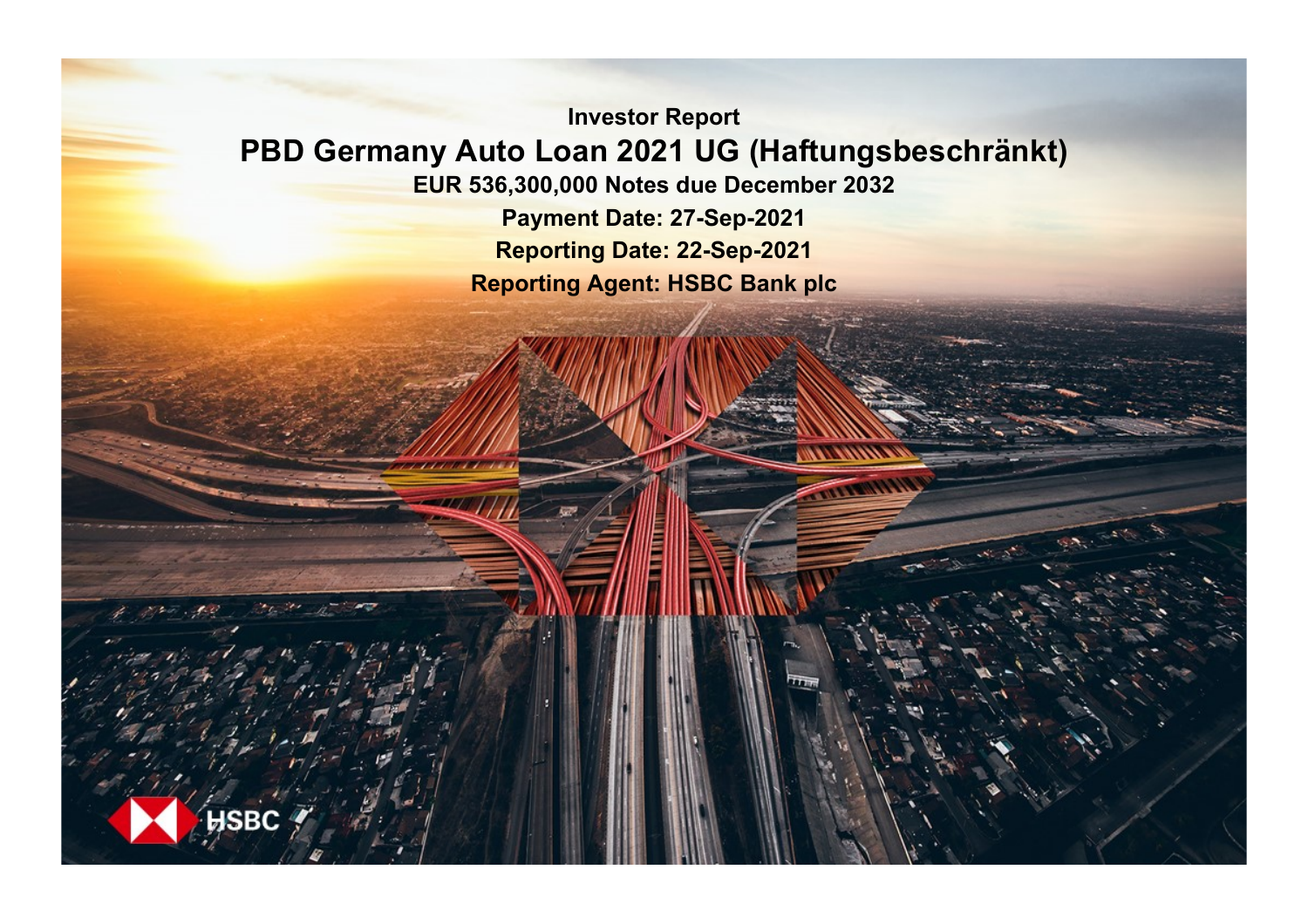Investor Report

# PBD Germany Auto Loan 2021 UG (Haftungsbeschränkt)

**EUR 536,300,000 Notes due December 2032**

**Payment Date: 27-Sep-2021**

**Reporting Date: 22-Sep-2021**

**Reporting Agent: HSBC Bank plc**

HSBC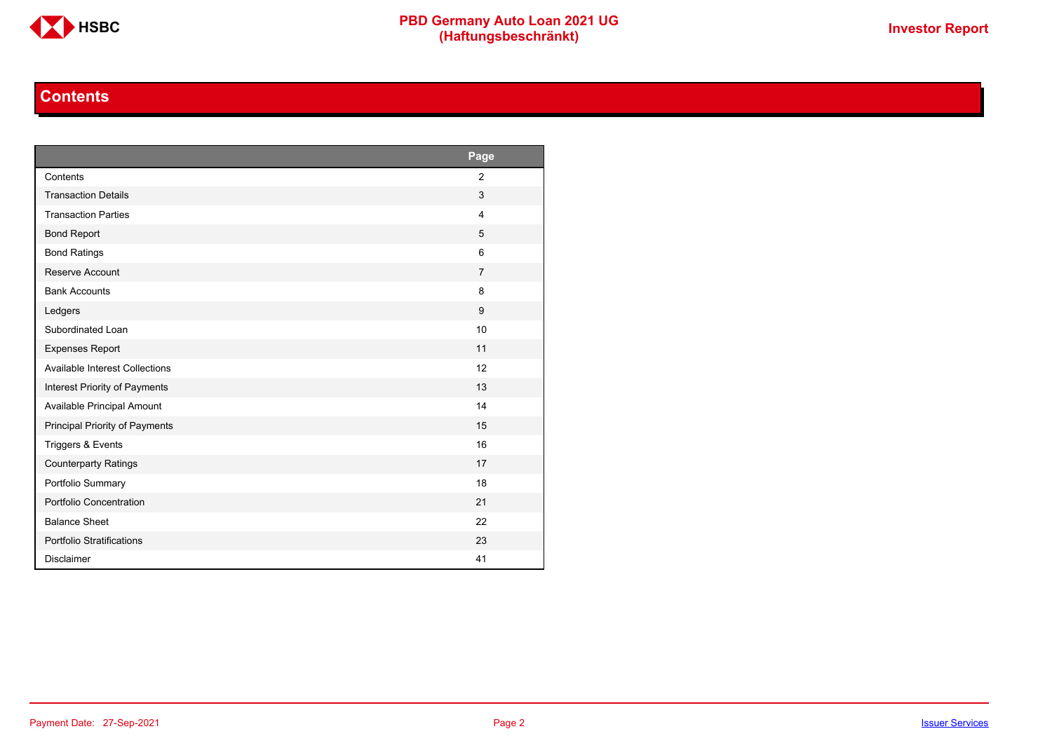## Contents

| | Page |
|---|---|
| Contents | 2 |
| Transaction Details | 3 |
| Transaction Parties | 4 |
| Bond Report | 5 |
| Bond Ratings | 6 |
| Reserve Account | 7 |
| Bank Accounts | 8 |
| Ledgers | 9 |
| Subordinated Loan | 10 |
| Expenses Report | 11 |
| Available Interest Collections | 12 |
| Interest Priority of Payments | 13 |
| Available Principal Amount | 14 |
| Principal Priority of Payments | 15 |
| Triggers & Events | 16 |
| Counterparty Ratings | 17 |
| Portfolio Summary | 18 |
| Portfolio Concentration | 21 |
| Balance Sheet | 22 |
| Portfolio Stratifications | 23 |
| Disclaimer | 41 |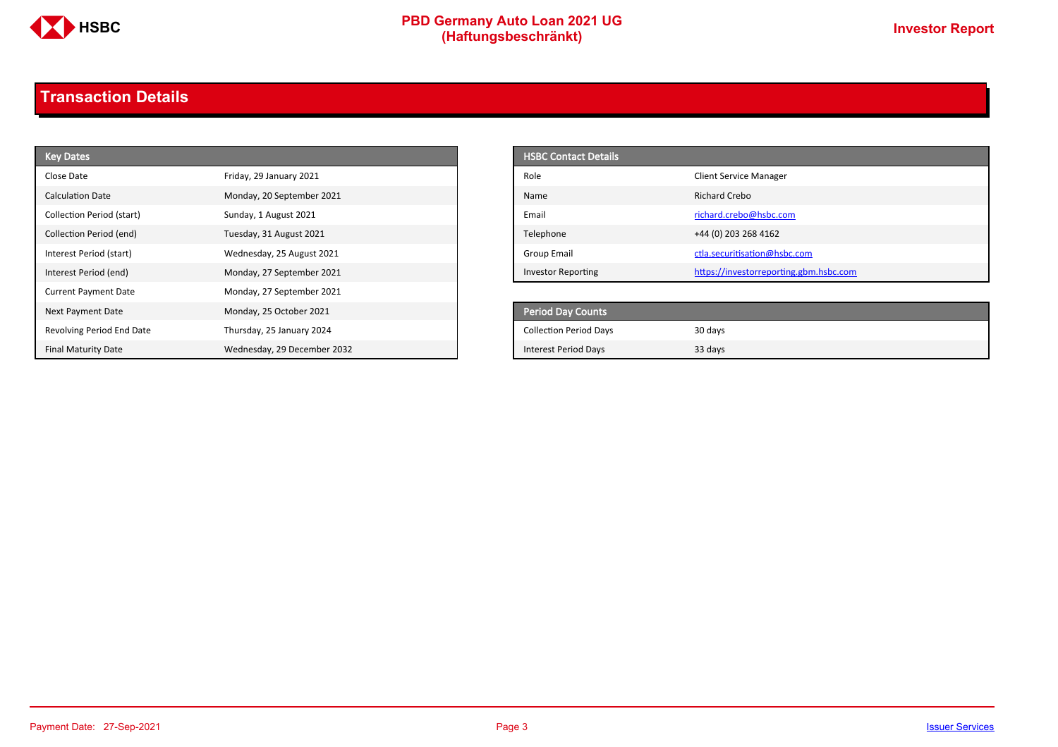## Transaction Details

| Key Dates | |
|---|---|
| Close Date | Friday, 29 January 2021 |
| Calculation Date | Monday, 20 September 2021 |
| Collection Period (start) | Sunday, 1 August 2021 |
| Collection Period (end) | Tuesday, 31 August 2021 |
| Interest Period (start) | Wednesday, 25 August 2021 |
| Interest Period (end) | Monday, 27 September 2021 |
| Current Payment Date | Monday, 27 September 2021 |
| Next Payment Date | Monday, 25 October 2021 |
| Revolving Period End Date | Thursday, 25 January 2024 |
| Final Maturity Date | Wednesday, 29 December 2032 |

| HSBC Contact Details | |
|---|---|
| Role | Client Service Manager |
| Name | Richard Crebo |
| Email | richard.crebo@hsbc.com |
| Telephone | +44 (0) 203 268 4162 |
| Group Email | ctla.securitisation@hsbc.com |
| Investor Reporting | https://investorreporting.gbm.hsbc.com |

| Period Day Counts | |
|---|---|
| Collection Period Days | 30 days |
| Interest Period Days | 33 days |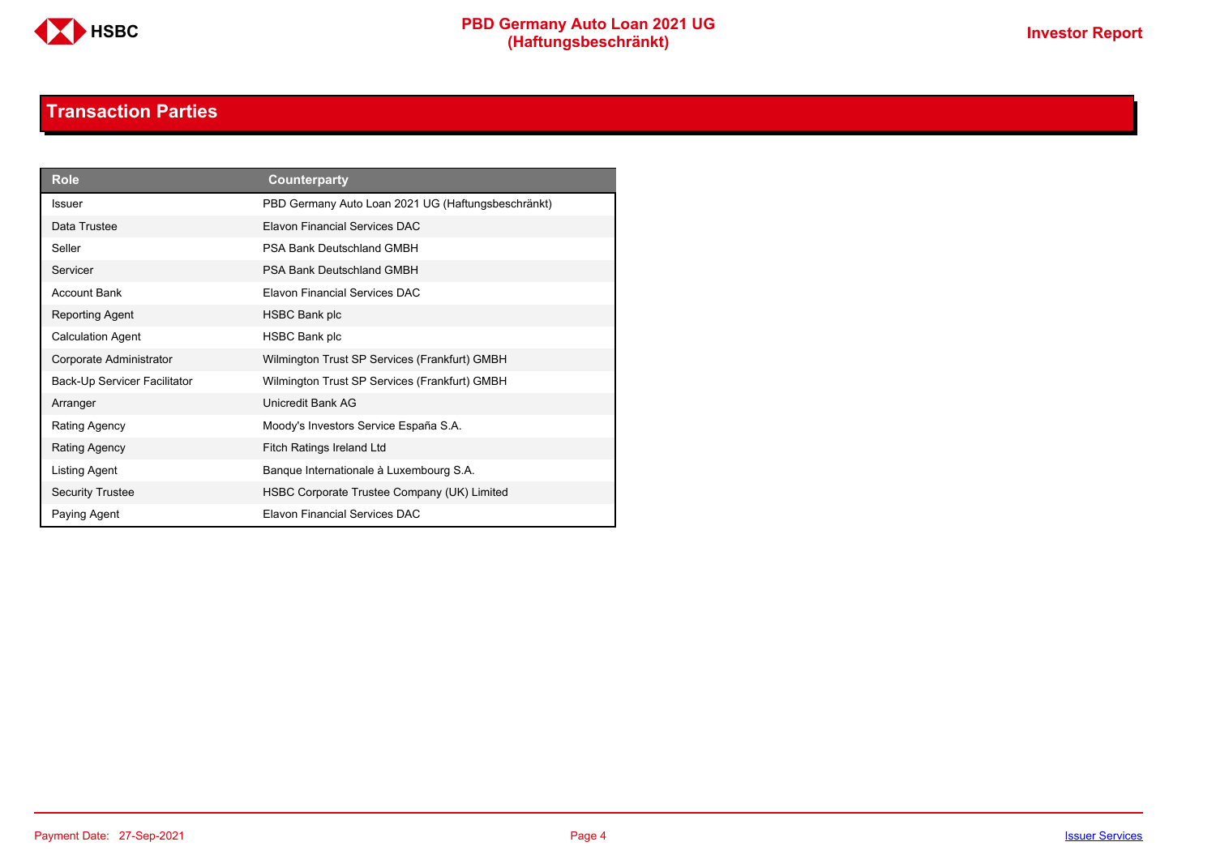## Transaction Parties

| Role | Counterparty |
|---|---|
| Issuer | PBD Germany Auto Loan 2021 UG (Haftungsbeschränkt) |
| Data Trustee | Elavon Financial Services DAC |
| Seller | PSA Bank Deutschland GMBH |
| Servicer | PSA Bank Deutschland GMBH |
| Account Bank | Elavon Financial Services DAC |
| Reporting Agent | HSBC Bank plc |
| Calculation Agent | HSBC Bank plc |
| Corporate Administrator | Wilmington Trust SP Services (Frankfurt) GMBH |
| Back-Up Servicer Facilitator | Wilmington Trust SP Services (Frankfurt) GMBH |
| Arranger | Unicredit Bank AG |
| Rating Agency | Moody's Investors Service España S.A. |
| Rating Agency | Fitch Ratings Ireland Ltd |
| Listing Agent | Banque Internationale à Luxembourg S.A. |
| Security Trustee | HSBC Corporate Trustee Company (UK) Limited |
| Paying Agent | Elavon Financial Services DAC |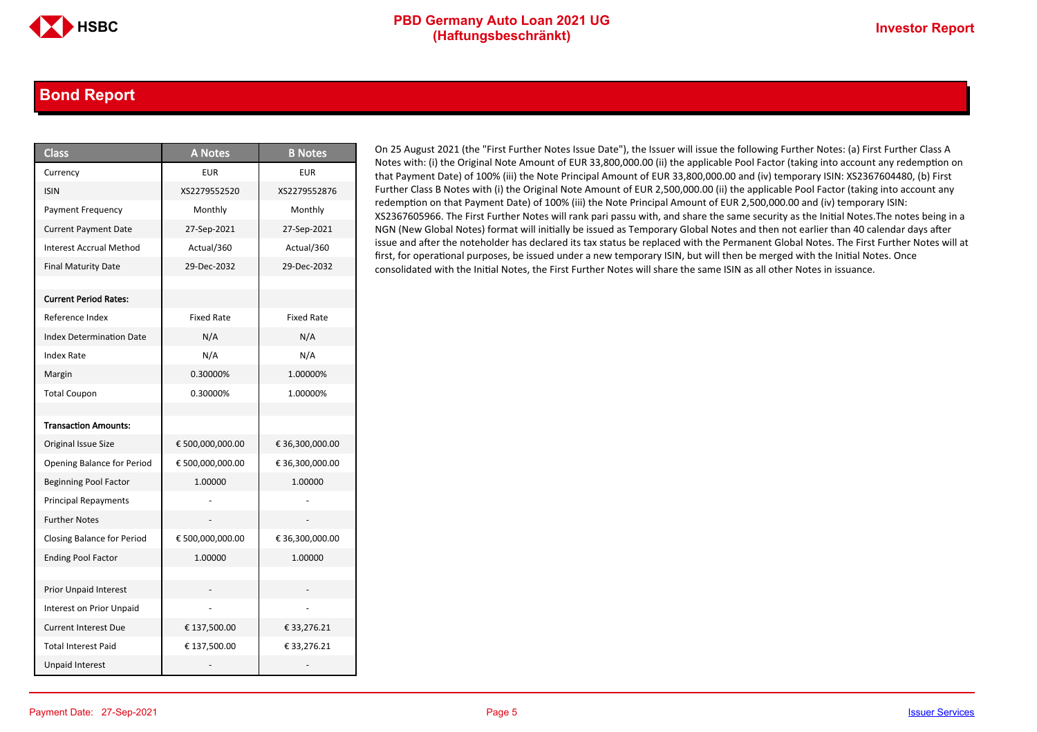## Bond Report

| Class | A Notes | B Notes |
|---|---|---|
| Currency | EUR | EUR |
| ISIN | XS2279552520 | XS2279552876 |
| Payment Frequency | Monthly | Monthly |
| Current Payment Date | 27-Sep-2021 | 27-Sep-2021 |
| Interest Accrual Method | Actual/360 | Actual/360 |
| Final Maturity Date | 29-Dec-2032 | 29-Dec-2032 |
| | | |
| **Current Period Rates:** | | |
| Reference Index | Fixed Rate | Fixed Rate |
| Index Determination Date | N/A | N/A |
| Index Rate | N/A | N/A |
| Margin | 0.30000% | 1.00000% |
| Total Coupon | 0.30000% | 1.00000% |
| | | |
| **Transaction Amounts:** | | |
| Original Issue Size | € 500,000,000.00 | € 36,300,000.00 |
| Opening Balance for Period | € 500,000,000.00 | € 36,300,000.00 |
| Beginning Pool Factor | 1.00000 | 1.00000 |
| Principal Repayments | - | - |
| Further Notes | - | - |
| Closing Balance for Period | € 500,000,000.00 | € 36,300,000.00 |
| Ending Pool Factor | 1.00000 | 1.00000 |
| | | |
| Prior Unpaid Interest | - | - |
| Interest on Prior Unpaid | - | - |
| Current Interest Due | € 137,500.00 | € 33,276.21 |
| Total Interest Paid | € 137,500.00 | € 33,276.21 |
| Unpaid Interest | - | - |

On 25 August 2021 (the "First Further Notes Issue Date"), the Issuer will issue the following Further Notes: (a) First Further Class A Notes with: (i) the Original Note Amount of EUR 33,800,000.00 (ii) the applicable Pool Factor (taking into account any redemption on that Payment Date) of 100% (iii) the Note Principal Amount of EUR 33,800,000.00 and (iv) temporary ISIN: XS2367604480, (b) First Further Class B Notes with (i) the Original Note Amount of EUR 2,500,000.00 (ii) the applicable Pool Factor (taking into account any redemption on that Payment Date) of 100% (iii) the Note Principal Amount of EUR 2,500,000.00 and (iv) temporary ISIN: XS2367605966. The First Further Notes will rank pari passu with, and share the same security as the Initial Notes.The notes being in a NGN (New Global Notes) format will initially be issued as Temporary Global Notes and then not earlier than 40 calendar days after issue and after the noteholder has declared its tax status be replaced with the Permanent Global Notes. The First Further Notes will at first, for operational purposes, be issued under a new temporary ISIN, but will then be merged with the Initial Notes. Once consolidated with the Initial Notes, the First Further Notes will share the same ISIN as all other Notes in issuance.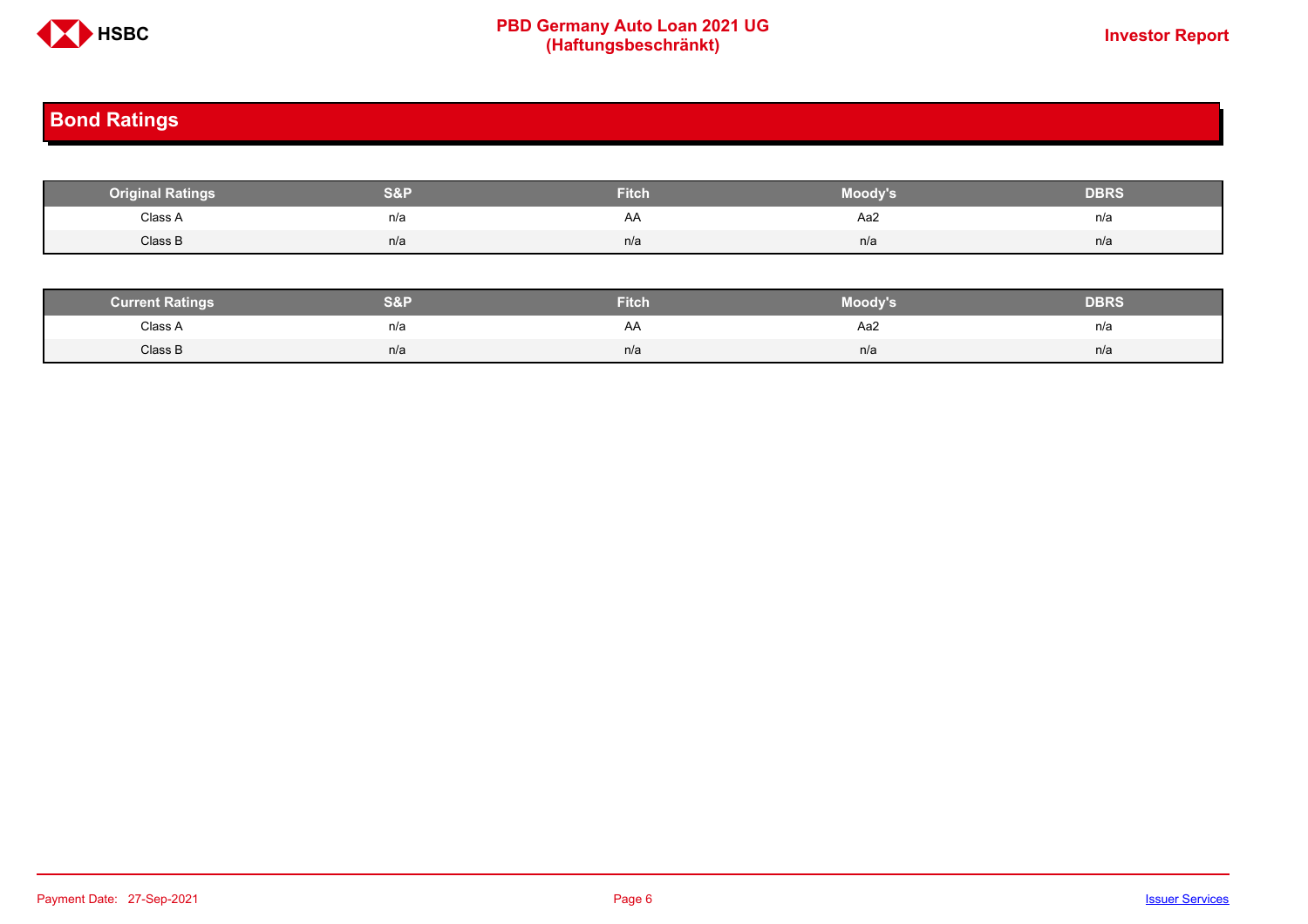## Bond Ratings

| Original Ratings | S&P | Fitch | Moody's | DBRS |
|---|---|---|---|---|
| Class A | n/a | AA | Aa2 | n/a |
| Class B | n/a | n/a | n/a | n/a |

| Current Ratings | S&P | Fitch | Moody's | DBRS |
|---|---|---|---|---|
| Class A | n/a | AA | Aa2 | n/a |
| Class B | n/a | n/a | n/a | n/a |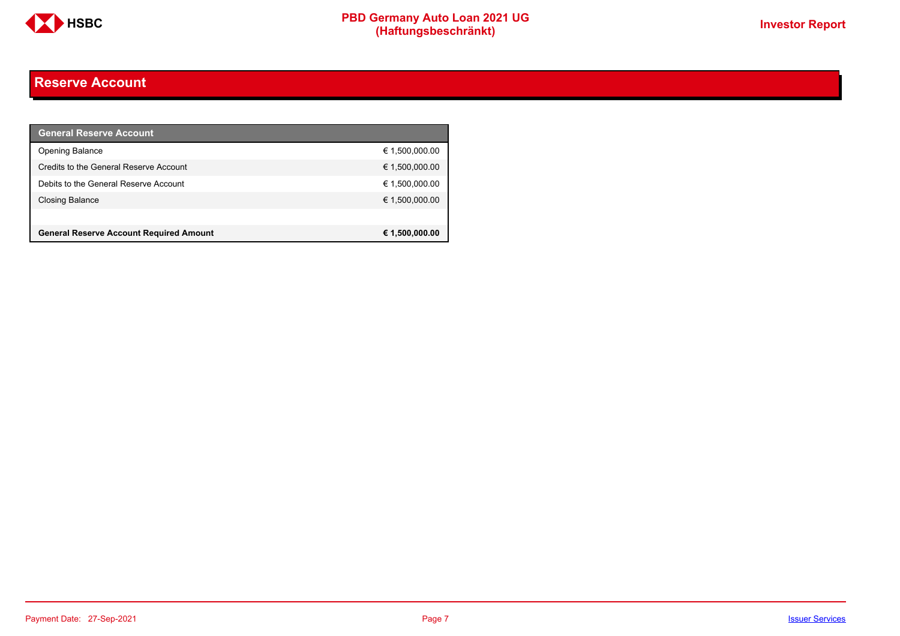# Reserve Account

| General Reserve Account | |
|---|---|
| Opening Balance | € 1,500,000.00 |
| Credits to the General Reserve Account | € 1,500,000.00 |
| Debits to the General Reserve Account | € 1,500,000.00 |
| Closing Balance | € 1,500,000.00 |
| | |
| **General Reserve Account Required Amount** | **€ 1,500,000.00** |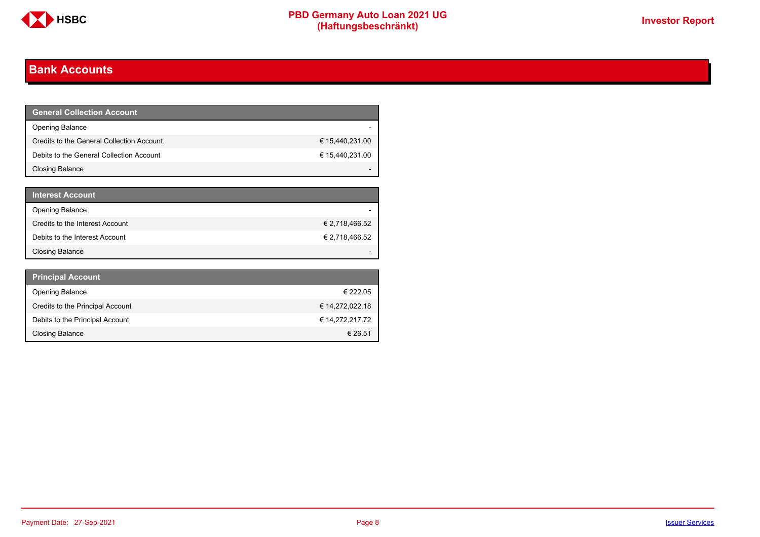## Bank Accounts

| General Collection Account | |
|---|---|
| Opening Balance | - |
| Credits to the General Collection Account | € 15,440,231.00 |
| Debits to the General Collection Account | € 15,440,231.00 |
| Closing Balance | - |

| Interest Account | |
|---|---|
| Opening Balance | - |
| Credits to the Interest Account | € 2,718,466.52 |
| Debits to the Interest Account | € 2,718,466.52 |
| Closing Balance | - |

| Principal Account | |
|---|---|
| Opening Balance | € 222.05 |
| Credits to the Principal Account | € 14,272,022.18 |
| Debits to the Principal Account | € 14,272,217.72 |
| Closing Balance | € 26.51 |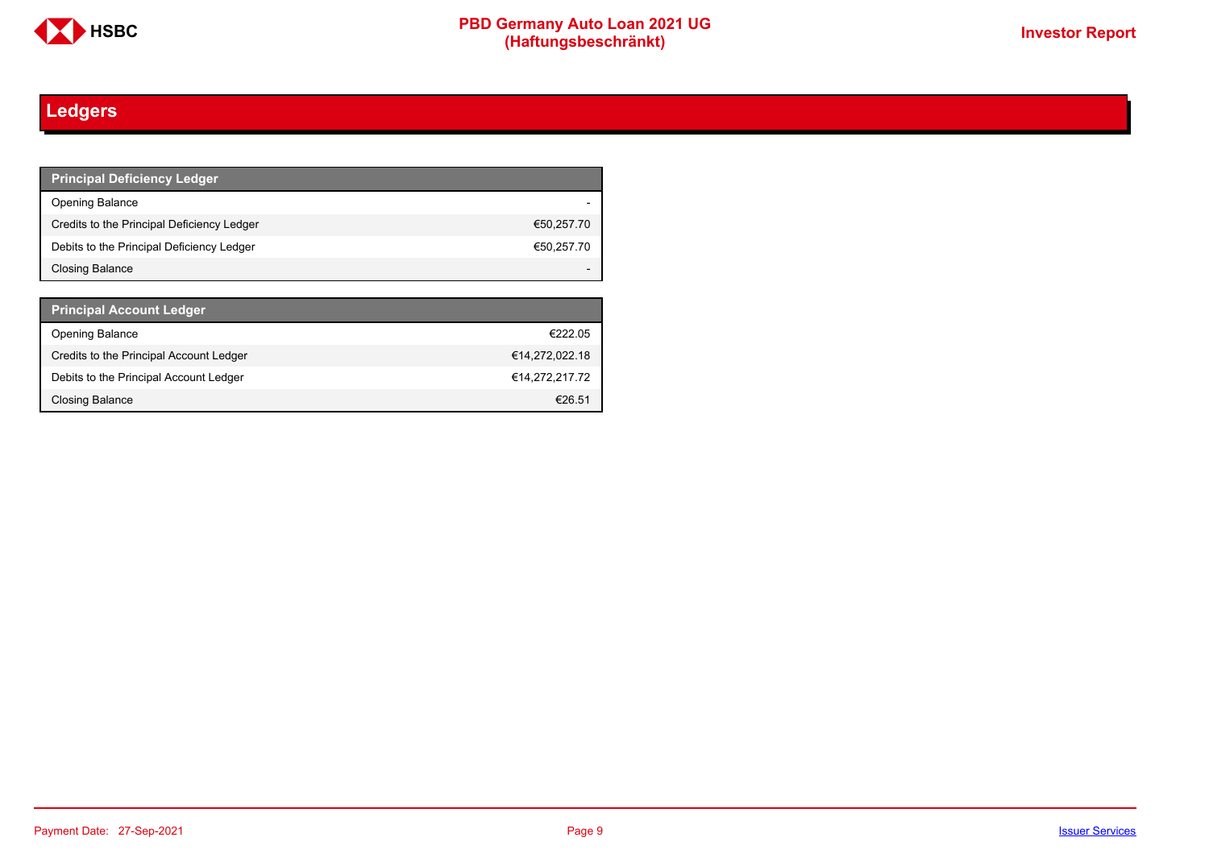## Ledgers

| Principal Deficiency Ledger | |
|---|---|
| Opening Balance | - |
| Credits to the Principal Deficiency Ledger | €50,257.70 |
| Debits to the Principal Deficiency Ledger | €50,257.70 |
| Closing Balance | - |

| Principal Account Ledger | |
|---|---|
| Opening Balance | €222.05 |
| Credits to the Principal Account Ledger | €14,272,022.18 |
| Debits to the Principal Account Ledger | €14,272,217.72 |
| Closing Balance | €26.51 |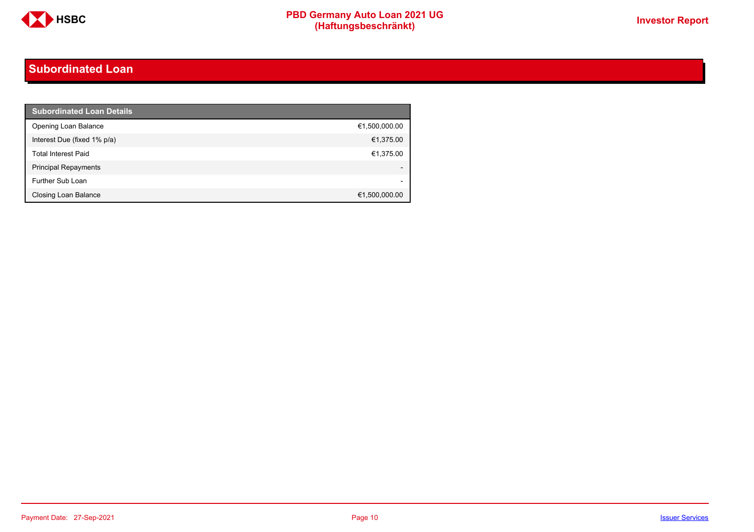## Subordinated Loan

| Subordinated Loan Details | |
|---|---|
| Opening Loan Balance | €1,500,000.00 |
| Interest Due (fixed 1% p/a) | €1,375.00 |
| Total Interest Paid | €1,375.00 |
| Principal Repayments | - |
| Further Sub Loan | - |
| Closing Loan Balance | €1,500,000.00 |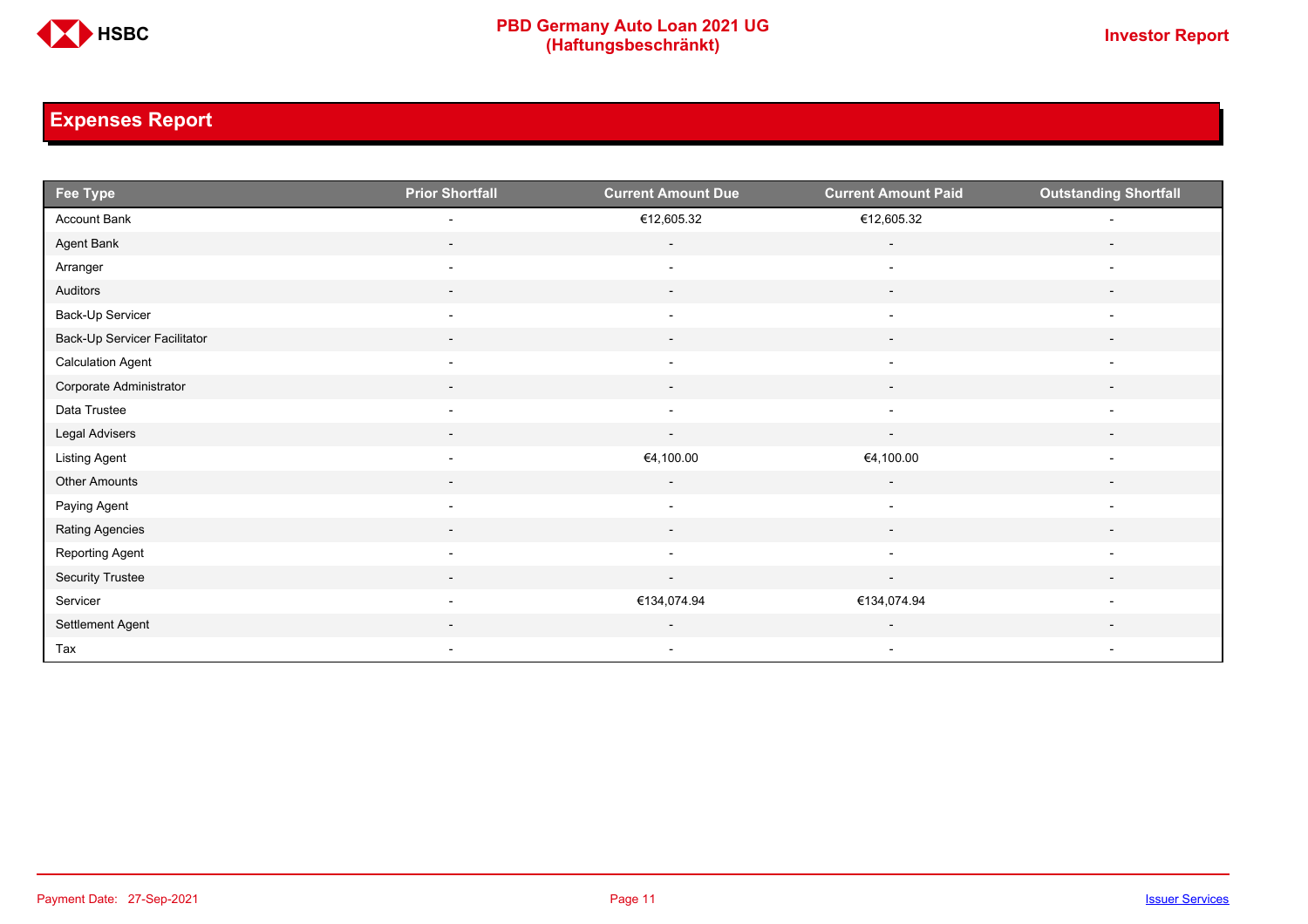## Expenses Report

| Fee Type | Prior Shortfall | Current Amount Due | Current Amount Paid | Outstanding Shortfall |
|---|---|---|---|---|
| Account Bank | - | €12,605.32 | €12,605.32 | - |
| Agent Bank | - | - | - | - |
| Arranger | - | - | - | - |
| Auditors | - | - | - | - |
| Back-Up Servicer | - | - | - | - |
| Back-Up Servicer Facilitator | - | - | - | - |
| Calculation Agent | - | - | - | - |
| Corporate Administrator | - | - | - | - |
| Data Trustee | - | - | - | - |
| Legal Advisers | - | - | - | - |
| Listing Agent | - | €4,100.00 | €4,100.00 | - |
| Other Amounts | - | - | - | - |
| Paying Agent | - | - | - | - |
| Rating Agencies | - | - | - | - |
| Reporting Agent | - | - | - | - |
| Security Trustee | - | - | - | - |
| Servicer | - | €134,074.94 | €134,074.94 | - |
| Settlement Agent | - | - | - | - |
| Tax | - | - | - | - |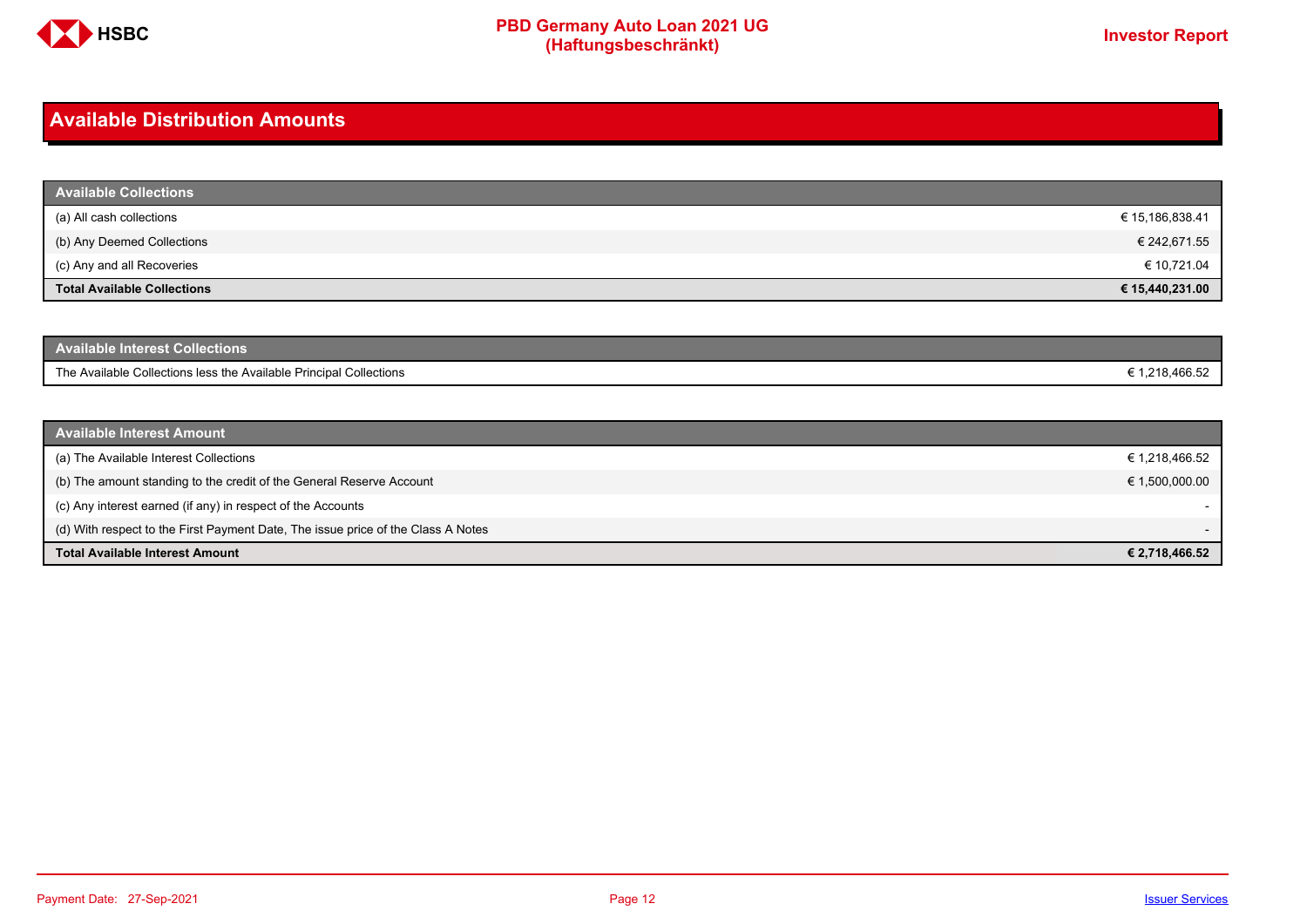## Available Distribution Amounts

| Available Collections | |
|---|---|
| (a) All cash collections | € 15,186,838.41 |
| (b) Any Deemed Collections | € 242,671.55 |
| (c) Any and all Recoveries | € 10,721.04 |
| **Total Available Collections** | **€ 15,440,231.00** |

| Available Interest Collections | |
|---|---|
| The Available Collections less the Available Principal Collections | € 1,218,466.52 |

| Available Interest Amount | |
|---|---|
| (a) The Available Interest Collections | € 1,218,466.52 |
| (b) The amount standing to the credit of the General Reserve Account | € 1,500,000.00 |
| (c) Any interest earned (if any) in respect of the Accounts | - |
| (d) With respect to the First Payment Date, The issue price of the Class A Notes | - |
| **Total Available Interest Amount** | **€ 2,718,466.52** |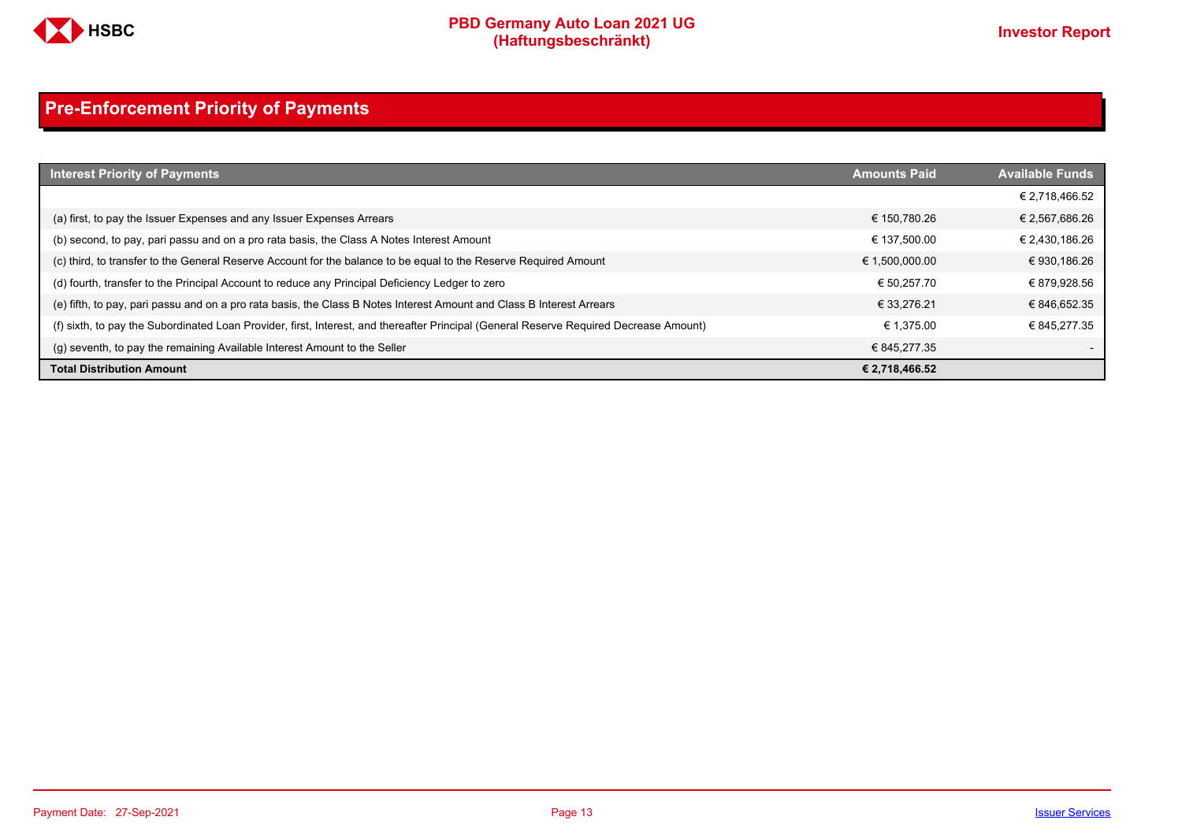## Pre-Enforcement Priority of Payments

| Interest Priority of Payments | Amounts Paid | Available Funds |
|---|---|---|
| | | € 2,718,466.52 |
| (a) first, to pay the Issuer Expenses and any Issuer Expenses Arrears | € 150,780.26 | € 2,567,686.26 |
| (b) second, to pay, pari passu and on a pro rata basis, the Class A Notes Interest Amount | € 137,500.00 | € 2,430,186.26 |
| (c) third, to transfer to the General Reserve Account for the balance to be equal to the Reserve Required Amount | € 1,500,000.00 | € 930,186.26 |
| (d) fourth, transfer to the Principal Account to reduce any Principal Deficiency Ledger to zero | € 50,257.70 | € 879,928.56 |
| (e) fifth, to pay, pari passu and on a pro rata basis, the Class B Notes Interest Amount and Class B Interest Arrears | € 33,276.21 | € 846,652.35 |
| (f) sixth, to pay the Subordinated Loan Provider, first, Interest, and thereafter Principal (General Reserve Required Decrease Amount) | € 1,375.00 | € 845,277.35 |
| (g) seventh, to pay the remaining Available Interest Amount to the Seller | € 845,277.35 | - |
| **Total Distribution Amount** | **€ 2,718,466.52** | |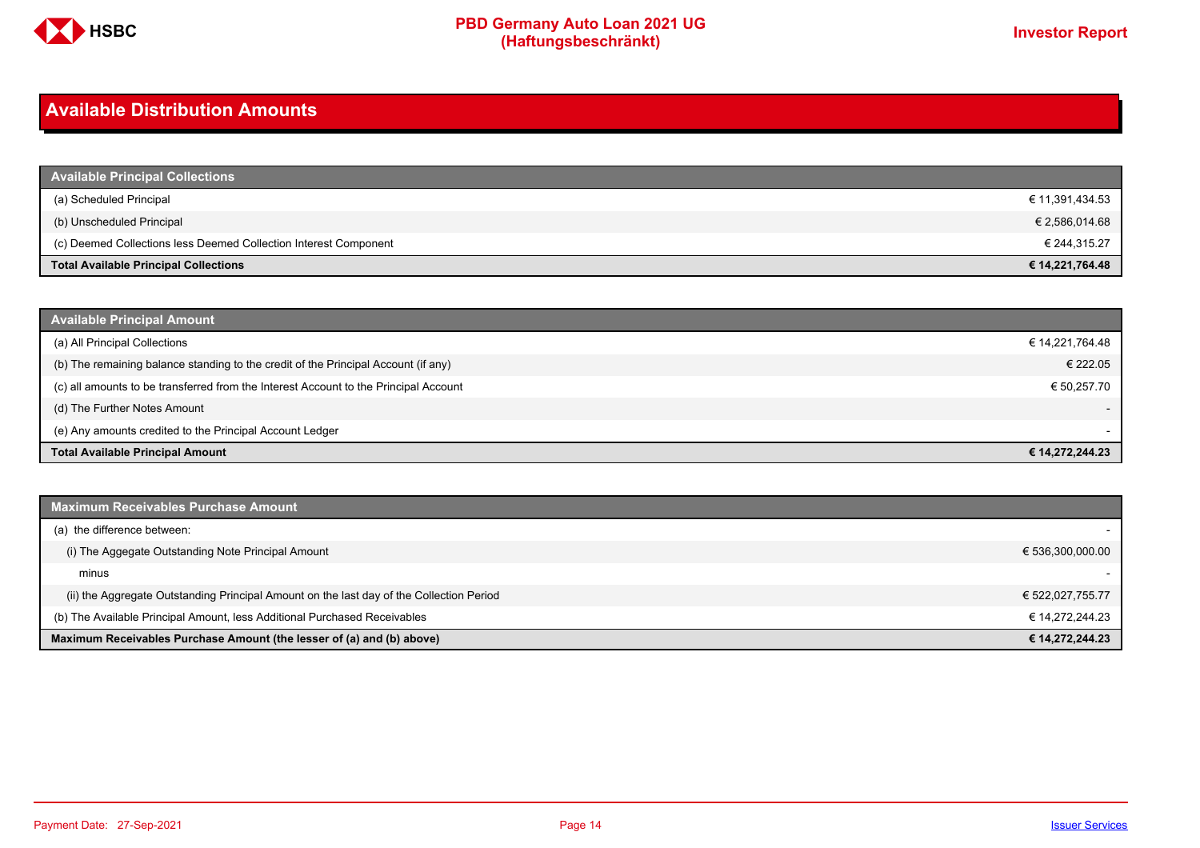## Available Distribution Amounts

| Available Principal Collections | |
|---|---|
| (a) Scheduled Principal | € 11,391,434.53 |
| (b) Unscheduled Principal | € 2,586,014.68 |
| (c) Deemed Collections less Deemed Collection Interest Component | € 244,315.27 |
| **Total Available Principal Collections** | **€ 14,221,764.48** |

| Available Principal Amount | |
|---|---|
| (a) All Principal Collections | € 14,221,764.48 |
| (b) The remaining balance standing to the credit of the Principal Account (if any) | € 222.05 |
| (c) all amounts to be transferred from the Interest Account to the Principal Account | € 50,257.70 |
| (d) The Further Notes Amount | - |
| (e) Any amounts credited to the Principal Account Ledger | - |
| **Total Available Principal Amount** | **€ 14,272,244.23** |

| Maximum Receivables Purchase Amount | |
|---|---|
| (a) the difference between: | - |
| (i) The Aggegate Outstanding Note Principal Amount | € 536,300,000.00 |
| minus | - |
| (ii) the Aggregate Outstanding Principal Amount on the last day of the Collection Period | € 522,027,755.77 |
| (b) The Available Principal Amount, less Additional Purchased Receivables | € 14,272,244.23 |
| **Maximum Receivables Purchase Amount (the lesser of (a) and (b) above)** | **€ 14,272,244.23** |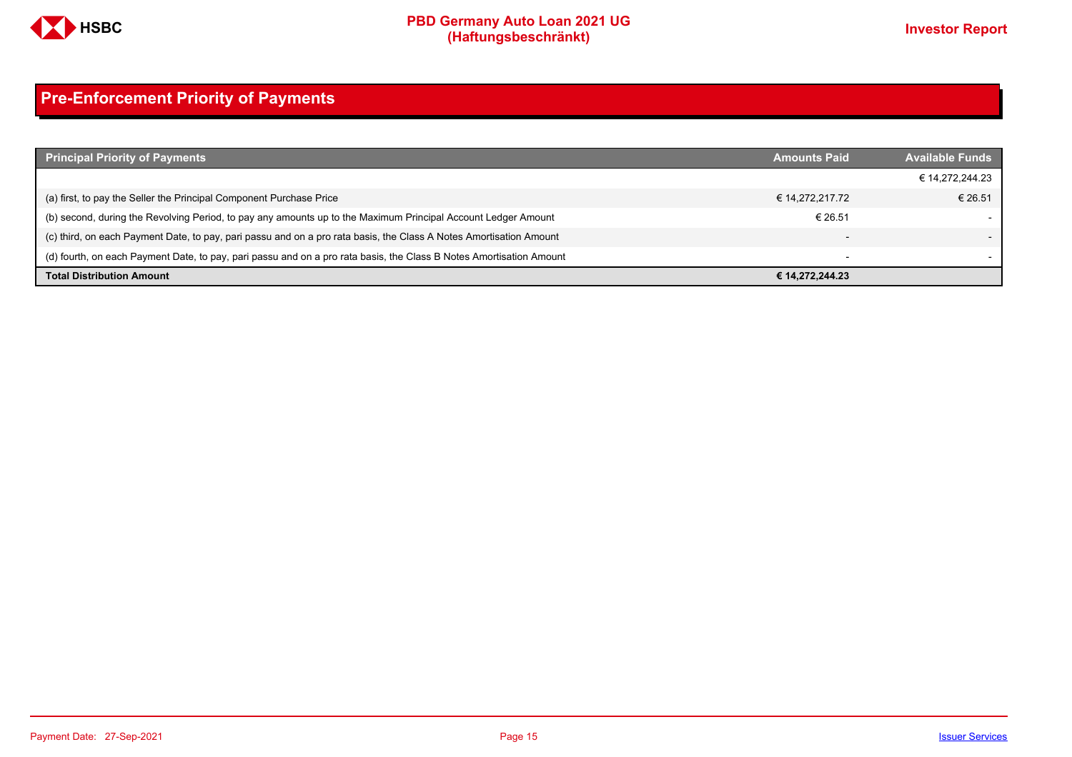# Pre-Enforcement Priority of Payments

| Principal Priority of Payments | Amounts Paid | Available Funds |
|---|---|---|
| | | € 14,272,244.23 |
| (a) first, to pay the Seller the Principal Component Purchase Price | € 14,272,217.72 | € 26.51 |
| (b) second, during the Revolving Period, to pay any amounts up to the Maximum Principal Account Ledger Amount | € 26.51 | - |
| (c) third, on each Payment Date, to pay, pari passu and on a pro rata basis, the Class A Notes Amortisation Amount | - | - |
| (d) fourth, on each Payment Date, to pay, pari passu and on a pro rata basis, the Class B Notes Amortisation Amount | - | - |
| **Total Distribution Amount** | **€ 14,272,244.23** | |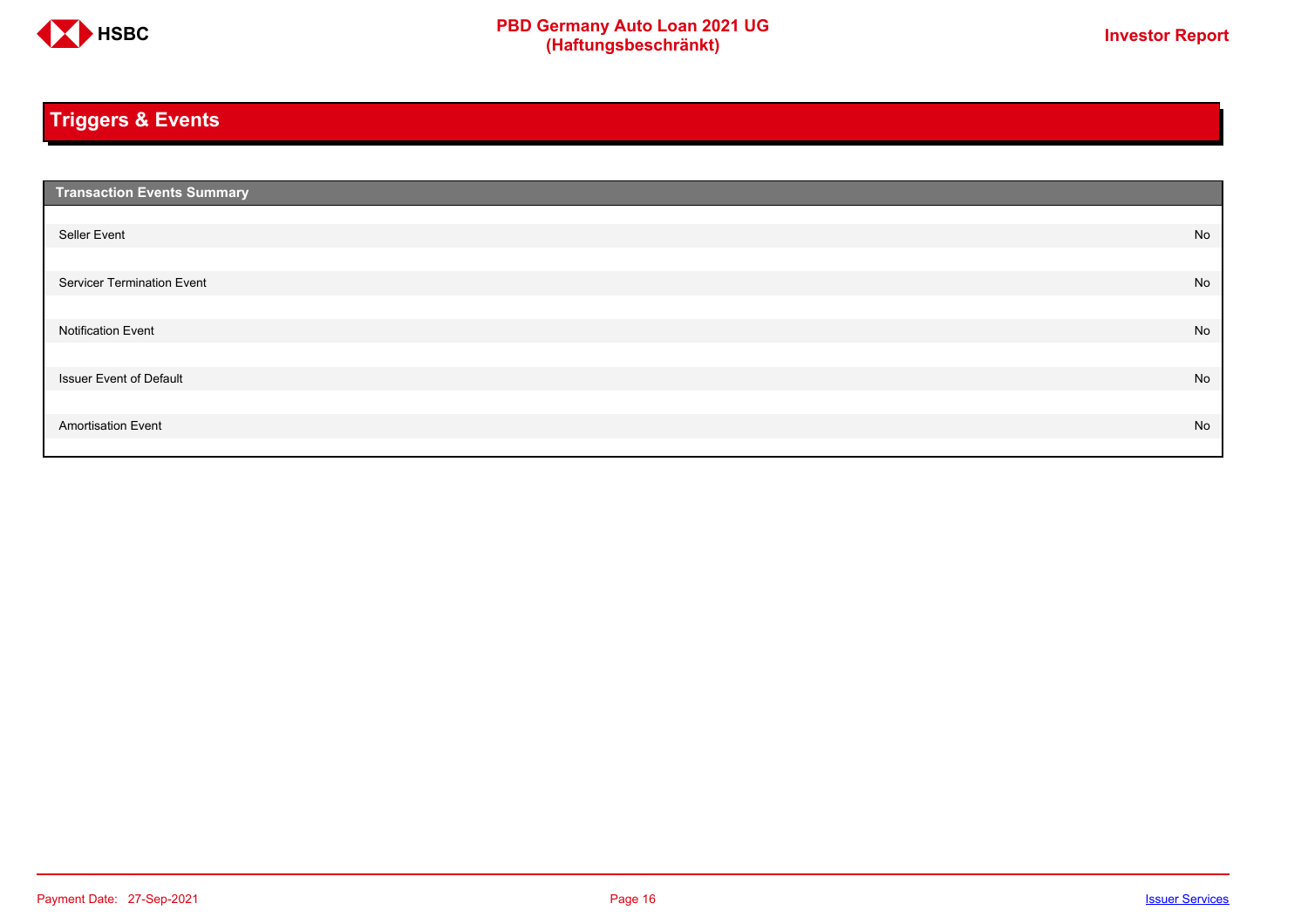# Triggers & Events

| Transaction Events Summary | |
|---|---|
| Seller Event | No |
| Servicer Termination Event | No |
| Notification Event | No |
| Issuer Event of Default | No |
| Amortisation Event | No |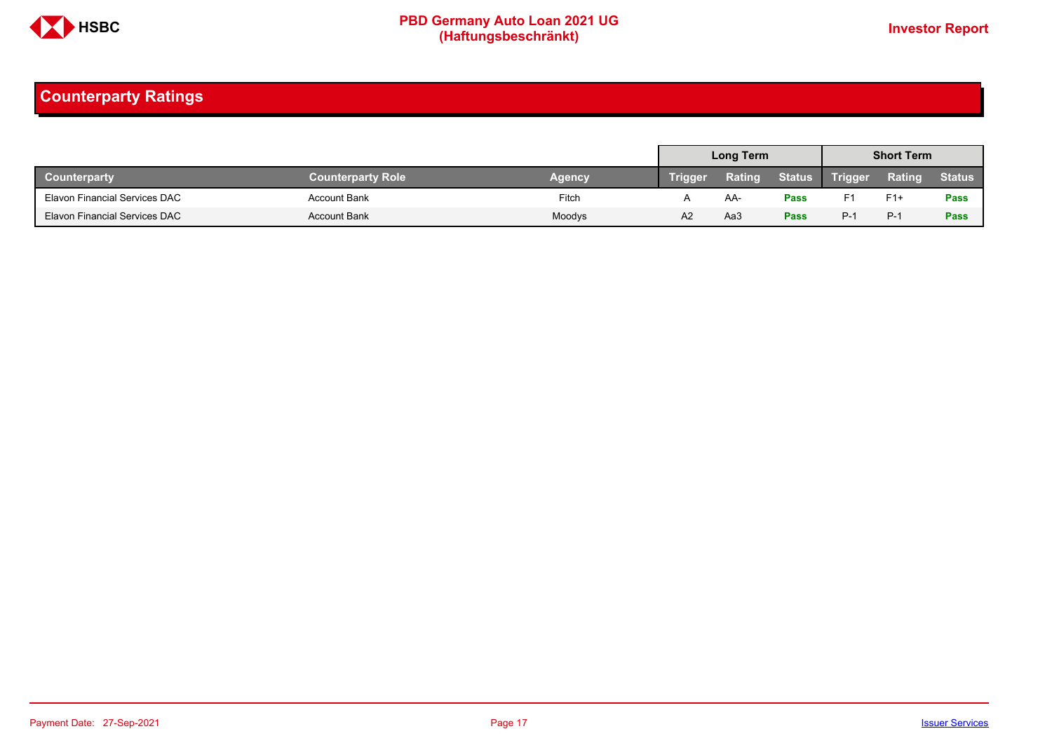## Counterparty Ratings

| | | | Long Term | | | Short Term | | |
|---|---|---|---|---|---|---|---|---|
| **Counterparty** | **Counterparty Role** | **Agency** | **Trigger** | **Rating** | **Status** | **Trigger** | **Rating** | **Status** |
| Elavon Financial Services DAC | Account Bank | Fitch | A | AA- | **Pass** | F1 | F1+ | **Pass** |
| Elavon Financial Services DAC | Account Bank | Moodys | A2 | Aa3 | **Pass** | P-1 | P-1 | **Pass** |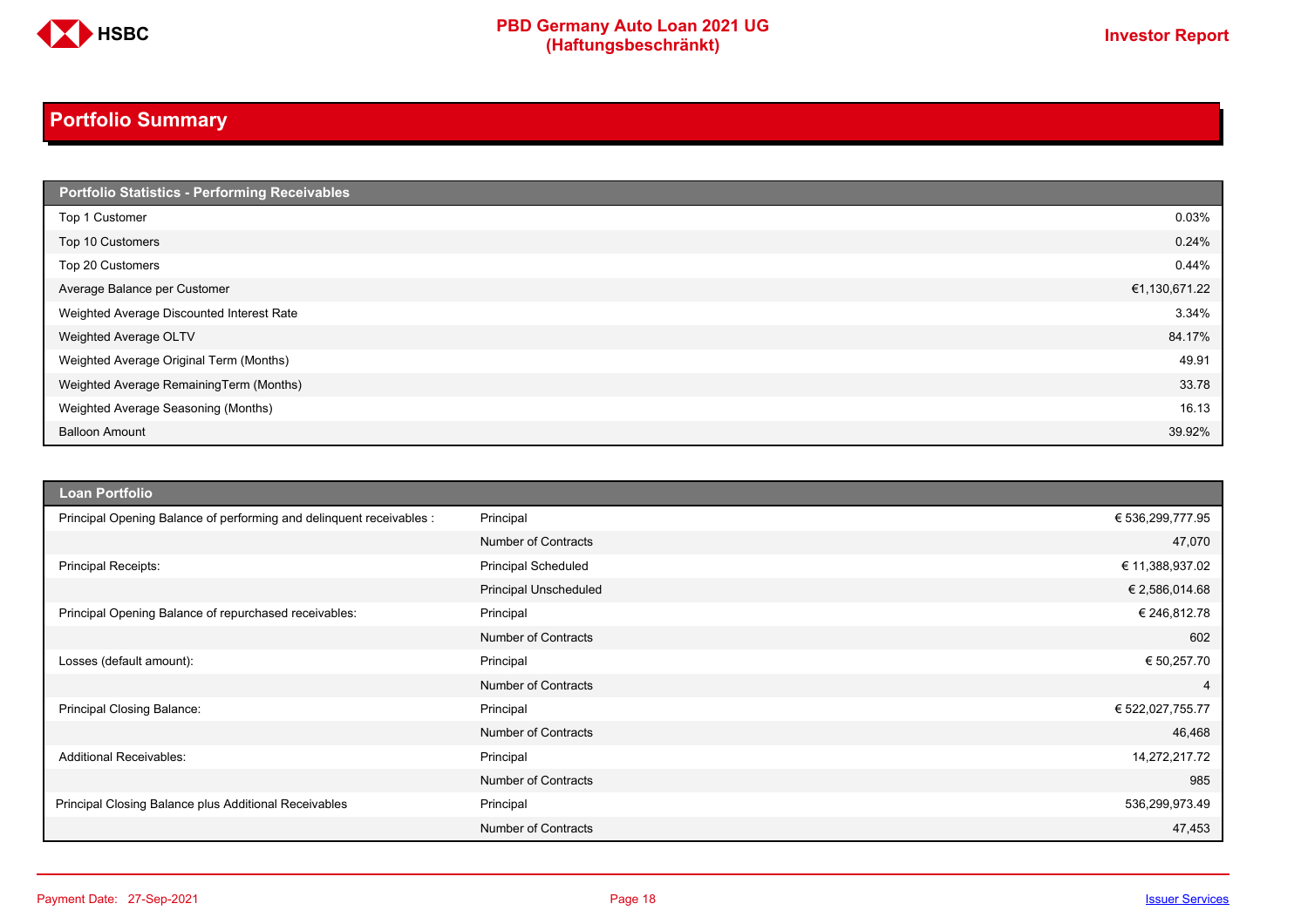## Portfolio Summary

| Portfolio Statistics - Performing Receivables | |
|---|---|
| Top 1 Customer | 0.03% |
| Top 10 Customers | 0.24% |
| Top 20 Customers | 0.44% |
| Average Balance per Customer | €1,130,671.22 |
| Weighted Average Discounted Interest Rate | 3.34% |
| Weighted Average OLTV | 84.17% |
| Weighted Average Original Term (Months) | 49.91 |
| Weighted Average RemainingTerm (Months) | 33.78 |
| Weighted Average Seasoning (Months) | 16.13 |
| Balloon Amount | 39.92% |

| Loan Portfolio | | |
|---|---|---|
| Principal Opening Balance of performing and delinquent receivables : | Principal | € 536,299,777.95 |
| | Number of Contracts | 47,070 |
| Principal Receipts: | Principal Scheduled | € 11,388,937.02 |
| | Principal Unscheduled | € 2,586,014.68 |
| Principal Opening Balance of repurchased receivables: | Principal | € 246,812.78 |
| | Number of Contracts | 602 |
| Losses (default amount): | Principal | € 50,257.70 |
| | Number of Contracts | 4 |
| Principal Closing Balance: | Principal | € 522,027,755.77 |
| | Number of Contracts | 46,468 |
| Additional Receivables: | Principal | 14,272,217.72 |
| | Number of Contracts | 985 |
| Principal Closing Balance plus Additional Receivables | Principal | 536,299,973.49 |
| | Number of Contracts | 47,453 |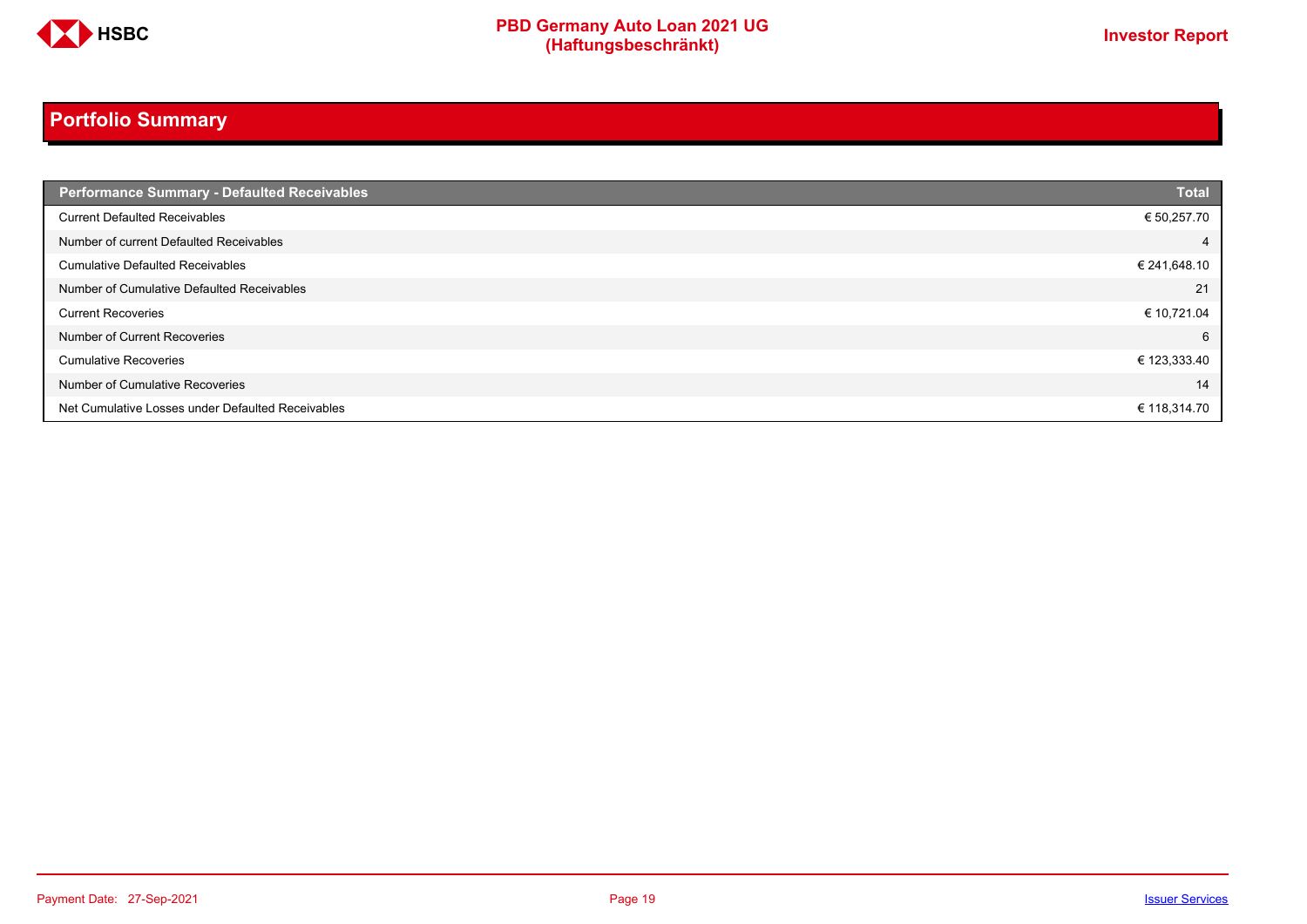# Portfolio Summary

| Performance Summary - Defaulted Receivables | Total |
|---|---|
| Current Defaulted Receivables | € 50,257.70 |
| Number of current Defaulted Receivables | 4 |
| Cumulative Defaulted Receivables | € 241,648.10 |
| Number of Cumulative Defaulted Receivables | 21 |
| Current Recoveries | € 10,721.04 |
| Number of Current Recoveries | 6 |
| Cumulative Recoveries | € 123,333.40 |
| Number of Cumulative Recoveries | 14 |
| Net Cumulative Losses under Defaulted Receivables | € 118,314.70 |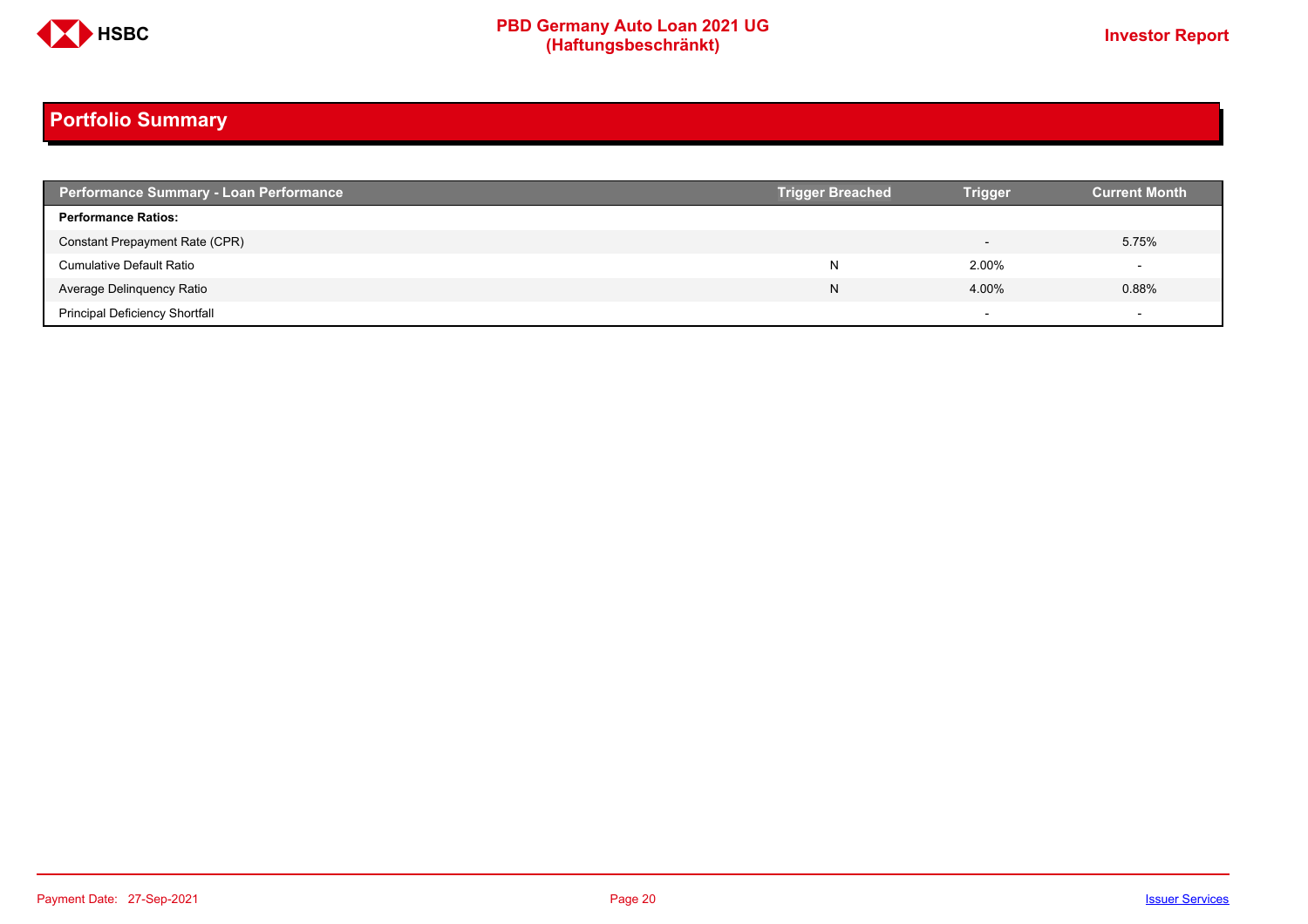## Portfolio Summary

| Performance Summary - Loan Performance | Trigger Breached | Trigger | Current Month |
|---|---|---|---|
| **Performance Ratios:** | | | |
| Constant Prepayment Rate (CPR) | | - | 5.75% |
| Cumulative Default Ratio | N | 2.00% | - |
| Average Delinquency Ratio | N | 4.00% | 0.88% |
| Principal Deficiency Shortfall | | - | - |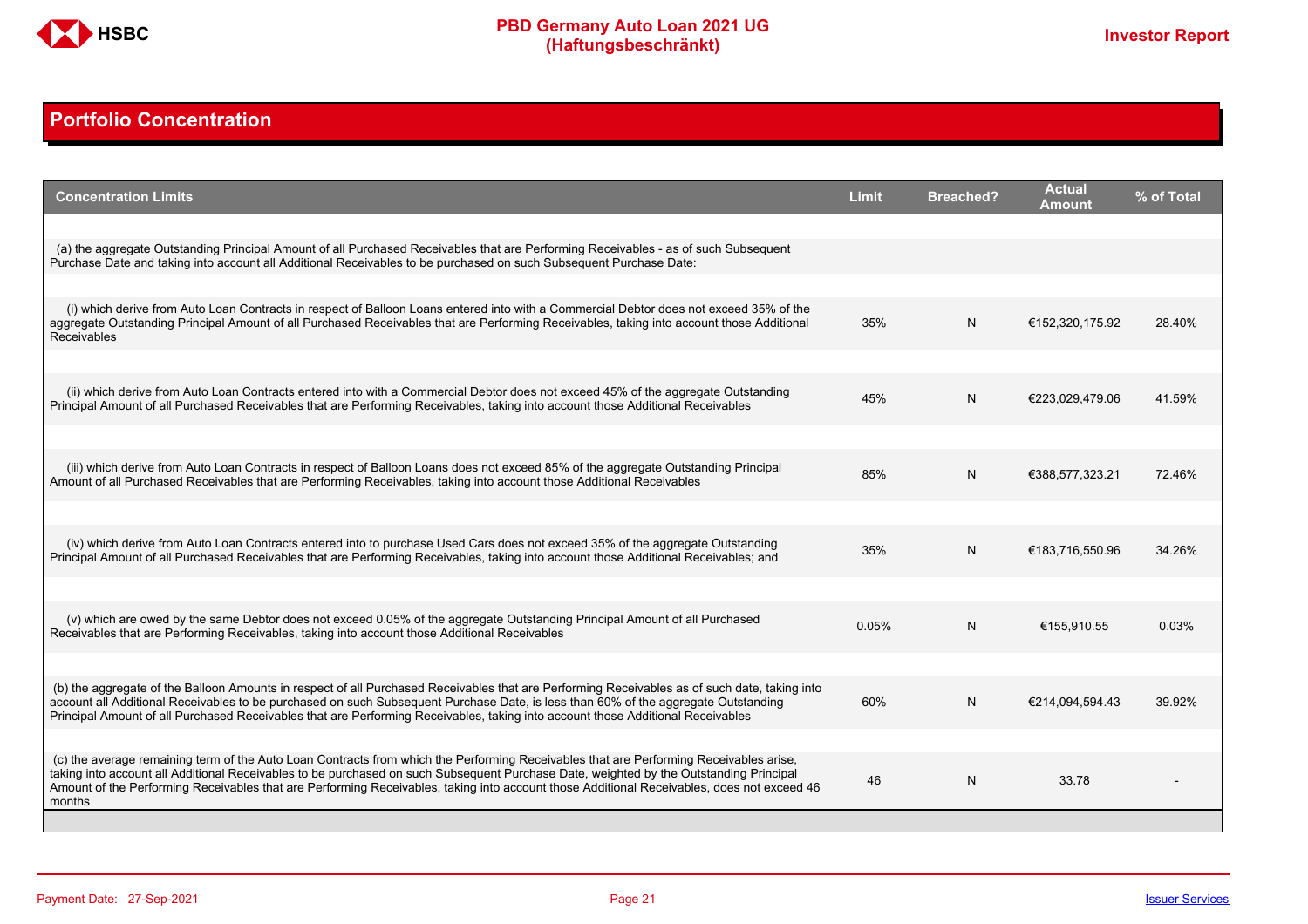## Portfolio Concentration

| Concentration Limits | Limit | Breached? | Actual Amount | % of Total |
|---|---|---|---|---|
| (a) the aggregate Outstanding Principal Amount of all Purchased Receivables that are Performing Receivables - as of such Subsequent Purchase Date and taking into account all Additional Receivables to be purchased on such Subsequent Purchase Date: | | | | |
| (i) which derive from Auto Loan Contracts in respect of Balloon Loans entered into with a Commercial Debtor does not exceed 35% of the aggregate Outstanding Principal Amount of all Purchased Receivables that are Performing Receivables, taking into account those Additional Receivables | 35% | N | €152,320,175.92 | 28.40% |
| (ii) which derive from Auto Loan Contracts entered into with a Commercial Debtor does not exceed 45% of the aggregate Outstanding Principal Amount of all Purchased Receivables that are Performing Receivables, taking into account those Additional Receivables | 45% | N | €223,029,479.06 | 41.59% |
| (iii) which derive from Auto Loan Contracts in respect of Balloon Loans does not exceed 85% of the aggregate Outstanding Principal Amount of all Purchased Receivables that are Performing Receivables, taking into account those Additional Receivables | 85% | N | €388,577,323.21 | 72.46% |
| (iv) which derive from Auto Loan Contracts entered into to purchase Used Cars does not exceed 35% of the aggregate Outstanding Principal Amount of all Purchased Receivables that are Performing Receivables, taking into account those Additional Receivables; and | 35% | N | €183,716,550.96 | 34.26% |
| (v) which are owed by the same Debtor does not exceed 0.05% of the aggregate Outstanding Principal Amount of all Purchased Receivables that are Performing Receivables, taking into account those Additional Receivables | 0.05% | N | €155,910.55 | 0.03% |
| (b) the aggregate of the Balloon Amounts in respect of all Purchased Receivables that are Performing Receivables as of such date, taking into account all Additional Receivables to be purchased on such Subsequent Purchase Date, is less than 60% of the aggregate Outstanding Principal Amount of all Purchased Receivables that are Performing Receivables, taking into account those Additional Receivables | 60% | N | €214,094,594.43 | 39.92% |
| (c) the average remaining term of the Auto Loan Contracts from which the Performing Receivables that are Performing Receivables arise, taking into account all Additional Receivables to be purchased on such Subsequent Purchase Date, weighted by the Outstanding Principal Amount of the Performing Receivables that are Performing Receivables, taking into account those Additional Receivables, does not exceed 46 months | 46 | N | 33.78 | - |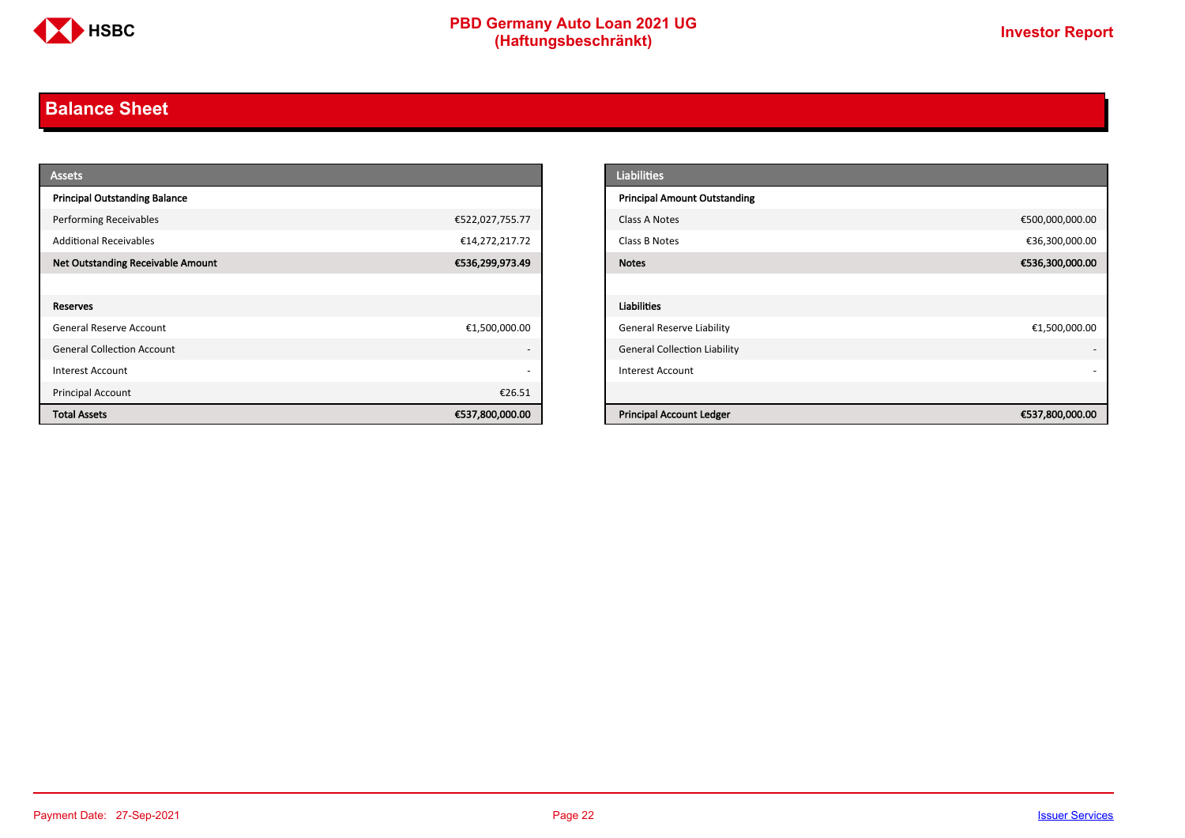# Balance Sheet

| Assets | |
|---|---|
| **Principal Outstanding Balance** | |
| Performing Receivables | €522,027,755.77 |
| Additional Receivables | €14,272,217.72 |
| **Net Outstanding Receivable Amount** | **€536,299,973.49** |
| | |
| **Reserves** | |
| General Reserve Account | €1,500,000.00 |
| General Collection Account | - |
| Interest Account | - |
| Principal Account | €26.51 |
| **Total Assets** | **€537,800,000.00** |

| Liabilities | |
|---|---|
| **Principal Amount Outstanding** | |
| Class A Notes | €500,000,000.00 |
| Class B Notes | €36,300,000.00 |
| **Notes** | **€536,300,000.00** |
| | |
| **Liabilities** | |
| General Reserve Liability | €1,500,000.00 |
| General Collection Liability | - |
| Interest Account | - |
| | |
| **Principal Account Ledger** | **€537,800,000.00** |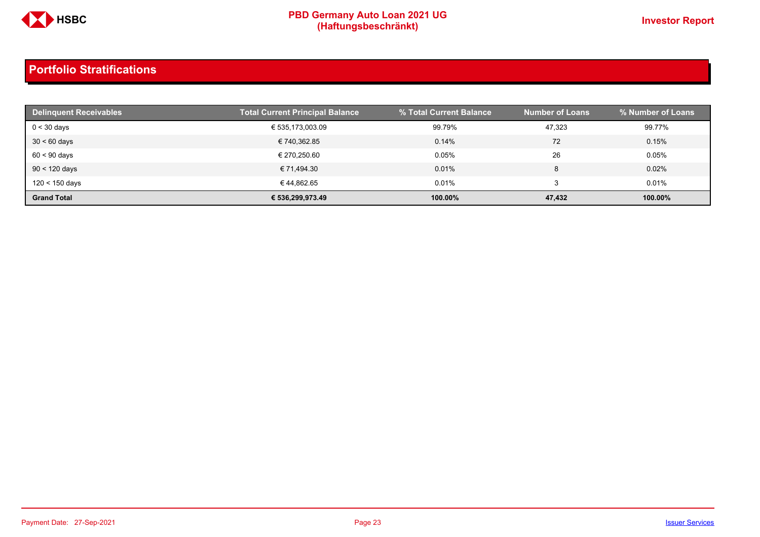## Portfolio Stratifications

| Delinquent Receivables | Total Current Principal Balance | % Total Current Balance | Number of Loans | % Number of Loans |
|---|---|---|---|---|
| 0 < 30 days | € 535,173,003.09 | 99.79% | 47,323 | 99.77% |
| 30 < 60 days | € 740,362.85 | 0.14% | 72 | 0.15% |
| 60 < 90 days | € 270,250.60 | 0.05% | 26 | 0.05% |
| 90 < 120 days | € 71,494.30 | 0.01% | 8 | 0.02% |
| 120 < 150 days | € 44,862.65 | 0.01% | 3 | 0.01% |
| **Grand Total** | **€ 536,299,973.49** | **100.00%** | **47,432** | **100.00%** |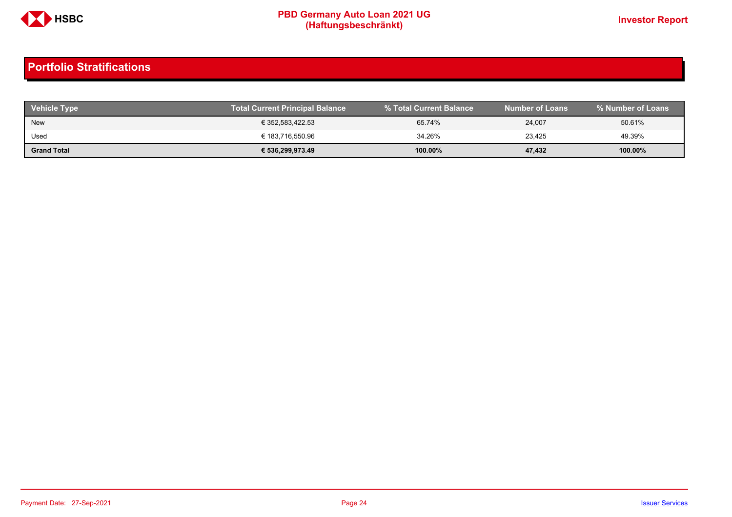## Portfolio Stratifications

| Vehicle Type | Total Current Principal Balance | % Total Current Balance | Number of Loans | % Number of Loans |
|---|---|---|---|---|
| New | € 352,583,422.53 | 65.74% | 24,007 | 50.61% |
| Used | € 183,716,550.96 | 34.26% | 23,425 | 49.39% |
| **Grand Total** | **€ 536,299,973.49** | **100.00%** | **47,432** | **100.00%** |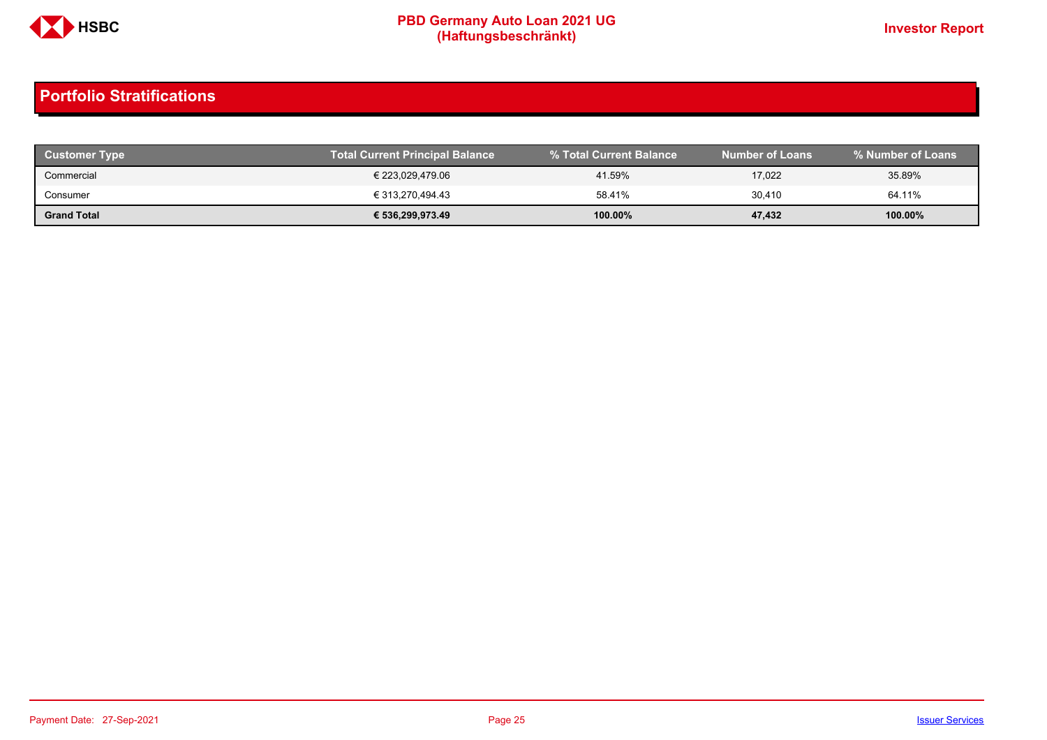## Portfolio Stratifications

| Customer Type | Total Current Principal Balance | % Total Current Balance | Number of Loans | % Number of Loans |
|---|---|---|---|---|
| Commercial | € 223,029,479.06 | 41.59% | 17,022 | 35.89% |
| Consumer | € 313,270,494.43 | 58.41% | 30,410 | 64.11% |
| **Grand Total** | **€ 536,299,973.49** | **100.00%** | **47,432** | **100.00%** |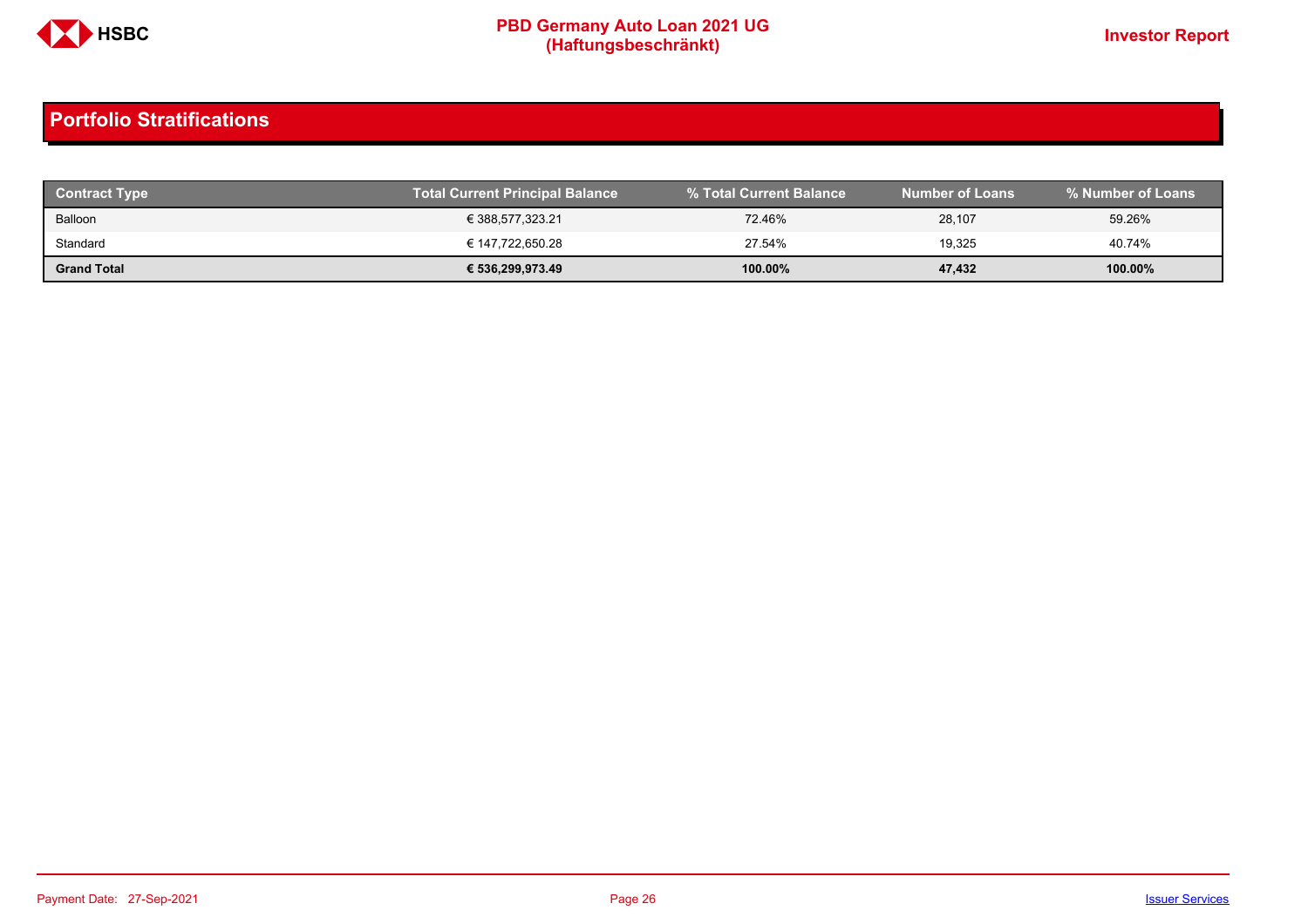## Portfolio Stratifications

| Contract Type | Total Current Principal Balance | % Total Current Balance | Number of Loans | % Number of Loans |
|---|---|---|---|---|
| Balloon | € 388,577,323.21 | 72.46% | 28,107 | 59.26% |
| Standard | € 147,722,650.28 | 27.54% | 19,325 | 40.74% |
| **Grand Total** | **€ 536,299,973.49** | **100.00%** | **47,432** | **100.00%** |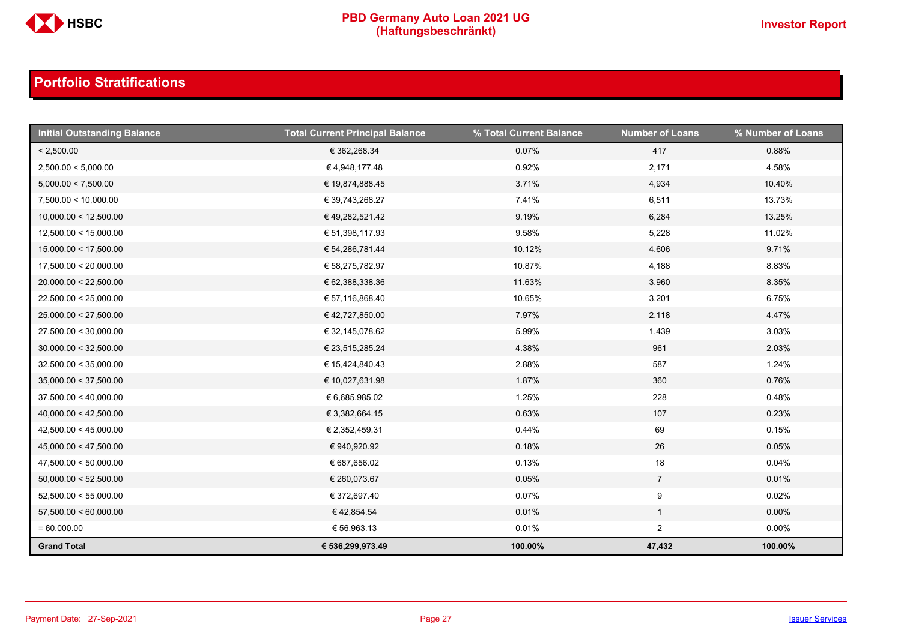## Portfolio Stratifications

| Initial Outstanding Balance | Total Current Principal Balance | % Total Current Balance | Number of Loans | % Number of Loans |
|---|---|---|---|---|
| < 2,500.00 | € 362,268.34 | 0.07% | 417 | 0.88% |
| 2,500.00 < 5,000.00 | € 4,948,177.48 | 0.92% | 2,171 | 4.58% |
| 5,000.00 < 7,500.00 | € 19,874,888.45 | 3.71% | 4,934 | 10.40% |
| 7,500.00 < 10,000.00 | € 39,743,268.27 | 7.41% | 6,511 | 13.73% |
| 10,000.00 < 12,500.00 | € 49,282,521.42 | 9.19% | 6,284 | 13.25% |
| 12,500.00 < 15,000.00 | € 51,398,117.93 | 9.58% | 5,228 | 11.02% |
| 15,000.00 < 17,500.00 | € 54,286,781.44 | 10.12% | 4,606 | 9.71% |
| 17,500.00 < 20,000.00 | € 58,275,782.97 | 10.87% | 4,188 | 8.83% |
| 20,000.00 < 22,500.00 | € 62,388,338.36 | 11.63% | 3,960 | 8.35% |
| 22,500.00 < 25,000.00 | € 57,116,868.40 | 10.65% | 3,201 | 6.75% |
| 25,000.00 < 27,500.00 | € 42,727,850.00 | 7.97% | 2,118 | 4.47% |
| 27,500.00 < 30,000.00 | € 32,145,078.62 | 5.99% | 1,439 | 3.03% |
| 30,000.00 < 32,500.00 | € 23,515,285.24 | 4.38% | 961 | 2.03% |
| 32,500.00 < 35,000.00 | € 15,424,840.43 | 2.88% | 587 | 1.24% |
| 35,000.00 < 37,500.00 | € 10,027,631.98 | 1.87% | 360 | 0.76% |
| 37,500.00 < 40,000.00 | € 6,685,985.02 | 1.25% | 228 | 0.48% |
| 40,000.00 < 42,500.00 | € 3,382,664.15 | 0.63% | 107 | 0.23% |
| 42,500.00 < 45,000.00 | € 2,352,459.31 | 0.44% | 69 | 0.15% |
| 45,000.00 < 47,500.00 | € 940,920.92 | 0.18% | 26 | 0.05% |
| 47,500.00 < 50,000.00 | € 687,656.02 | 0.13% | 18 | 0.04% |
| 50,000.00 < 52,500.00 | € 260,073.67 | 0.05% | 7 | 0.01% |
| 52,500.00 < 55,000.00 | € 372,697.40 | 0.07% | 9 | 0.02% |
| 57,500.00 < 60,000.00 | € 42,854.54 | 0.01% | 1 | 0.00% |
| = 60,000.00 | € 56,963.13 | 0.01% | 2 | 0.00% |
| **Grand Total** | **€ 536,299,973.49** | **100.00%** | **47,432** | **100.00%** |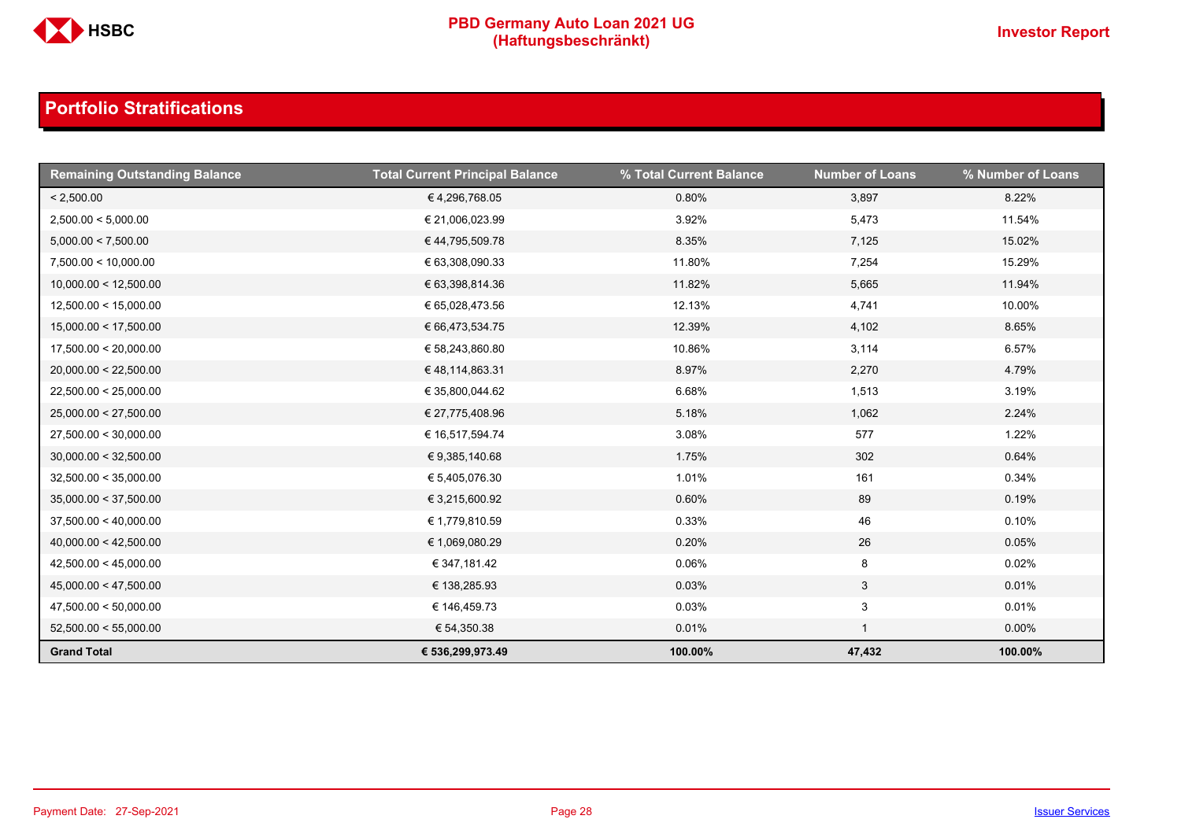## Portfolio Stratifications

| Remaining Outstanding Balance | Total Current Principal Balance | % Total Current Balance | Number of Loans | % Number of Loans |
|---|---|---|---|---|
| < 2,500.00 | € 4,296,768.05 | 0.80% | 3,897 | 8.22% |
| 2,500.00 < 5,000.00 | € 21,006,023.99 | 3.92% | 5,473 | 11.54% |
| 5,000.00 < 7,500.00 | € 44,795,509.78 | 8.35% | 7,125 | 15.02% |
| 7,500.00 < 10,000.00 | € 63,308,090.33 | 11.80% | 7,254 | 15.29% |
| 10,000.00 < 12,500.00 | € 63,398,814.36 | 11.82% | 5,665 | 11.94% |
| 12,500.00 < 15,000.00 | € 65,028,473.56 | 12.13% | 4,741 | 10.00% |
| 15,000.00 < 17,500.00 | € 66,473,534.75 | 12.39% | 4,102 | 8.65% |
| 17,500.00 < 20,000.00 | € 58,243,860.80 | 10.86% | 3,114 | 6.57% |
| 20,000.00 < 22,500.00 | € 48,114,863.31 | 8.97% | 2,270 | 4.79% |
| 22,500.00 < 25,000.00 | € 35,800,044.62 | 6.68% | 1,513 | 3.19% |
| 25,000.00 < 27,500.00 | € 27,775,408.96 | 5.18% | 1,062 | 2.24% |
| 27,500.00 < 30,000.00 | € 16,517,594.74 | 3.08% | 577 | 1.22% |
| 30,000.00 < 32,500.00 | € 9,385,140.68 | 1.75% | 302 | 0.64% |
| 32,500.00 < 35,000.00 | € 5,405,076.30 | 1.01% | 161 | 0.34% |
| 35,000.00 < 37,500.00 | € 3,215,600.92 | 0.60% | 89 | 0.19% |
| 37,500.00 < 40,000.00 | € 1,779,810.59 | 0.33% | 46 | 0.10% |
| 40,000.00 < 42,500.00 | € 1,069,080.29 | 0.20% | 26 | 0.05% |
| 42,500.00 < 45,000.00 | € 347,181.42 | 0.06% | 8 | 0.02% |
| 45,000.00 < 47,500.00 | € 138,285.93 | 0.03% | 3 | 0.01% |
| 47,500.00 < 50,000.00 | € 146,459.73 | 0.03% | 3 | 0.01% |
| 52,500.00 < 55,000.00 | € 54,350.38 | 0.01% | 1 | 0.00% |
| **Grand Total** | **€ 536,299,973.49** | **100.00%** | **47,432** | **100.00%** |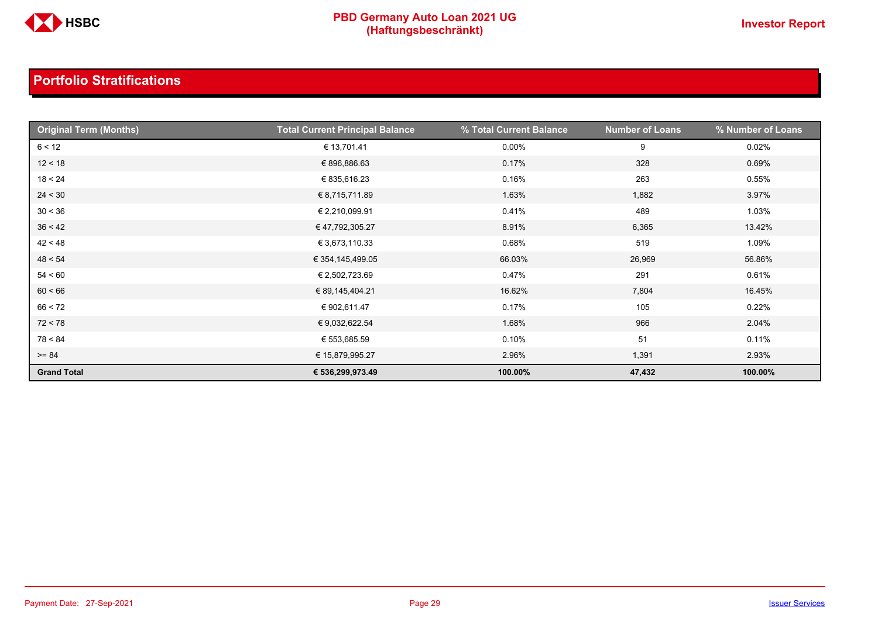## Portfolio Stratifications

| Original Term (Months) | Total Current Principal Balance | % Total Current Balance | Number of Loans | % Number of Loans |
|---|---|---|---|---|
| 6 < 12 | € 13,701.41 | 0.00% | 9 | 0.02% |
| 12 < 18 | € 896,886.63 | 0.17% | 328 | 0.69% |
| 18 < 24 | € 835,616.23 | 0.16% | 263 | 0.55% |
| 24 < 30 | € 8,715,711.89 | 1.63% | 1,882 | 3.97% |
| 30 < 36 | € 2,210,099.91 | 0.41% | 489 | 1.03% |
| 36 < 42 | € 47,792,305.27 | 8.91% | 6,365 | 13.42% |
| 42 < 48 | € 3,673,110.33 | 0.68% | 519 | 1.09% |
| 48 < 54 | € 354,145,499.05 | 66.03% | 26,969 | 56.86% |
| 54 < 60 | € 2,502,723.69 | 0.47% | 291 | 0.61% |
| 60 < 66 | € 89,145,404.21 | 16.62% | 7,804 | 16.45% |
| 66 < 72 | € 902,611.47 | 0.17% | 105 | 0.22% |
| 72 < 78 | € 9,032,622.54 | 1.68% | 966 | 2.04% |
| 78 < 84 | € 553,685.59 | 0.10% | 51 | 0.11% |
| >= 84 | € 15,879,995.27 | 2.96% | 1,391 | 2.93% |
| **Grand Total** | **€ 536,299,973.49** | **100.00%** | **47,432** | **100.00%** |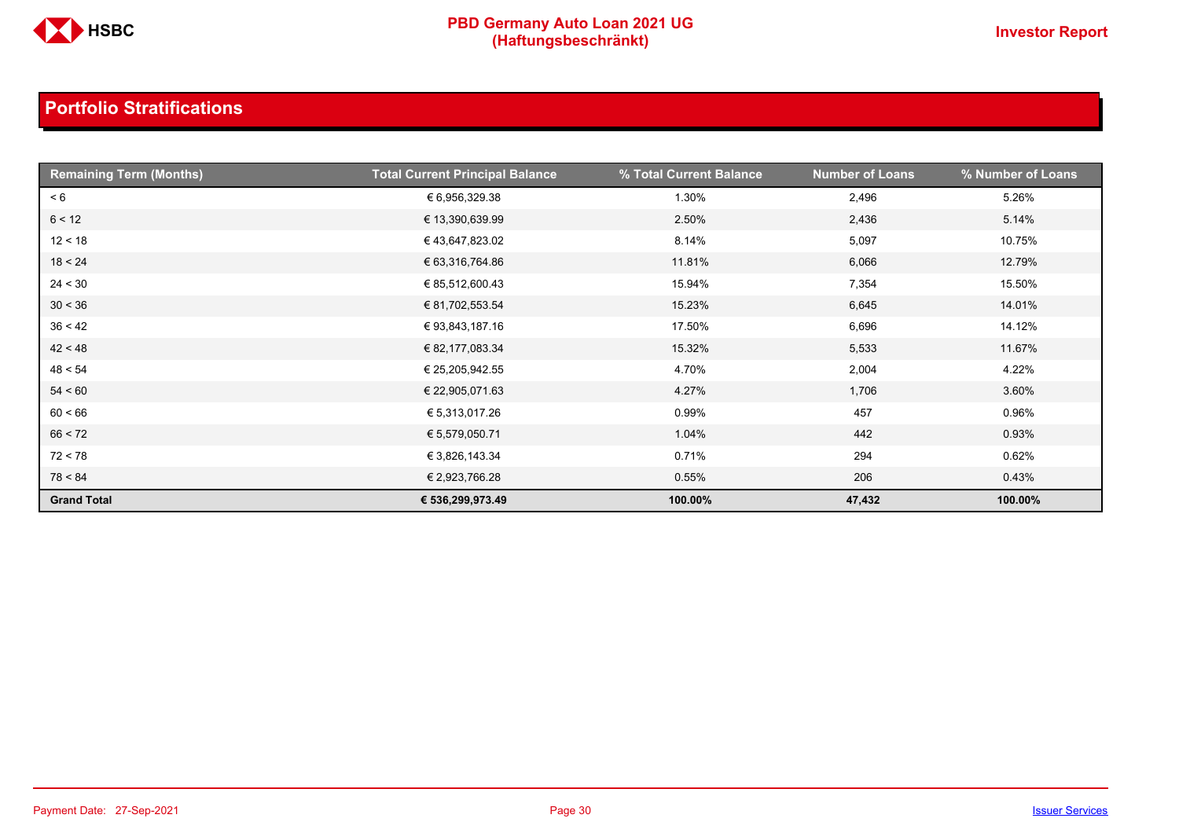## Portfolio Stratifications

| Remaining Term (Months) | Total Current Principal Balance | % Total Current Balance | Number of Loans | % Number of Loans |
|---|---|---|---|---|
| < 6 | € 6,956,329.38 | 1.30% | 2,496 | 5.26% |
| 6 < 12 | € 13,390,639.99 | 2.50% | 2,436 | 5.14% |
| 12 < 18 | € 43,647,823.02 | 8.14% | 5,097 | 10.75% |
| 18 < 24 | € 63,316,764.86 | 11.81% | 6,066 | 12.79% |
| 24 < 30 | € 85,512,600.43 | 15.94% | 7,354 | 15.50% |
| 30 < 36 | € 81,702,553.54 | 15.23% | 6,645 | 14.01% |
| 36 < 42 | € 93,843,187.16 | 17.50% | 6,696 | 14.12% |
| 42 < 48 | € 82,177,083.34 | 15.32% | 5,533 | 11.67% |
| 48 < 54 | € 25,205,942.55 | 4.70% | 2,004 | 4.22% |
| 54 < 60 | € 22,905,071.63 | 4.27% | 1,706 | 3.60% |
| 60 < 66 | € 5,313,017.26 | 0.99% | 457 | 0.96% |
| 66 < 72 | € 5,579,050.71 | 1.04% | 442 | 0.93% |
| 72 < 78 | € 3,826,143.34 | 0.71% | 294 | 0.62% |
| 78 < 84 | € 2,923,766.28 | 0.55% | 206 | 0.43% |
| **Grand Total** | **€ 536,299,973.49** | **100.00%** | **47,432** | **100.00%** |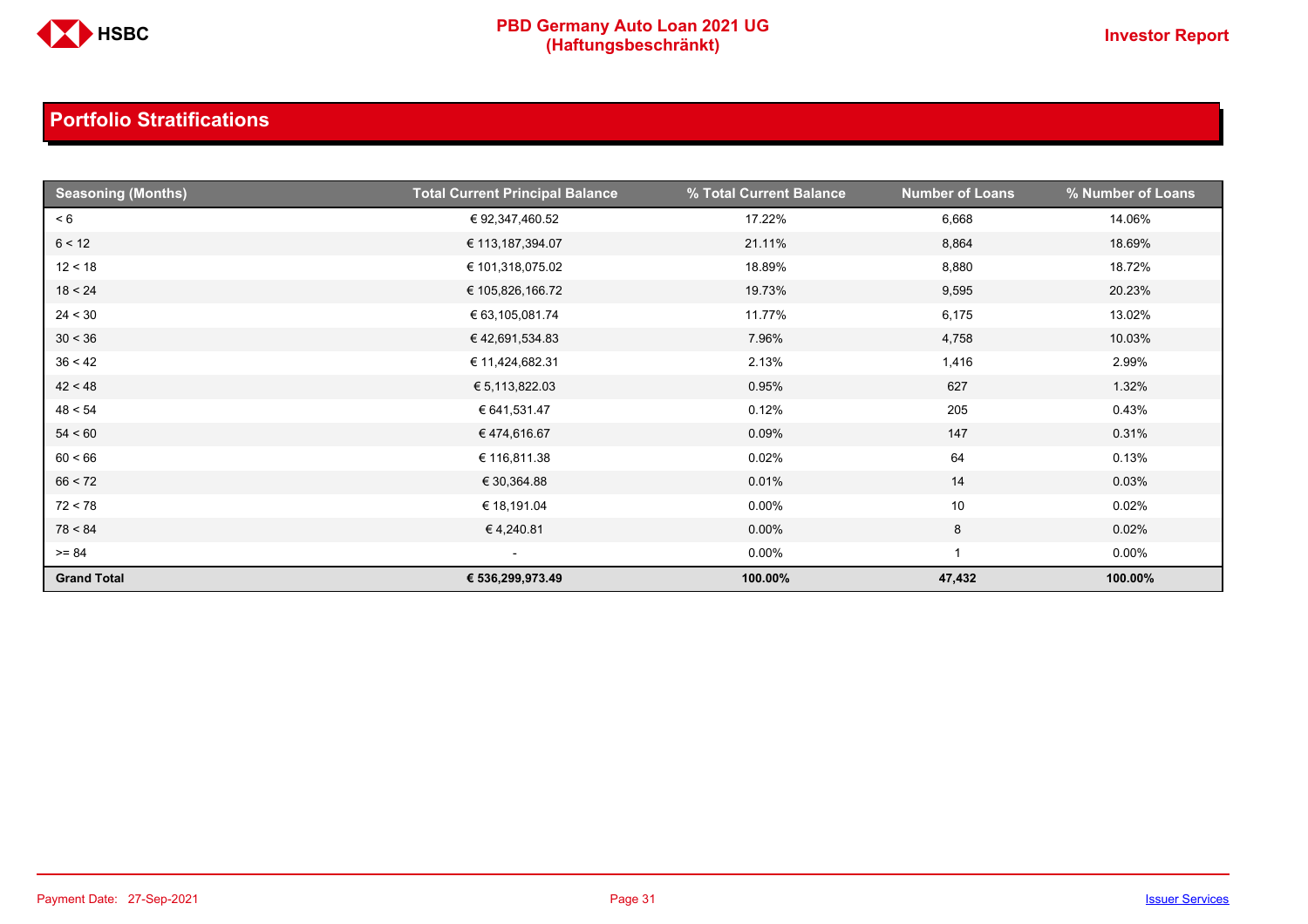## Portfolio Stratifications

| Seasoning (Months) | Total Current Principal Balance | % Total Current Balance | Number of Loans | % Number of Loans |
|---|---|---|---|---|
| < 6 | € 92,347,460.52 | 17.22% | 6,668 | 14.06% |
| 6 < 12 | € 113,187,394.07 | 21.11% | 8,864 | 18.69% |
| 12 < 18 | € 101,318,075.02 | 18.89% | 8,880 | 18.72% |
| 18 < 24 | € 105,826,166.72 | 19.73% | 9,595 | 20.23% |
| 24 < 30 | € 63,105,081.74 | 11.77% | 6,175 | 13.02% |
| 30 < 36 | € 42,691,534.83 | 7.96% | 4,758 | 10.03% |
| 36 < 42 | € 11,424,682.31 | 2.13% | 1,416 | 2.99% |
| 42 < 48 | € 5,113,822.03 | 0.95% | 627 | 1.32% |
| 48 < 54 | € 641,531.47 | 0.12% | 205 | 0.43% |
| 54 < 60 | € 474,616.67 | 0.09% | 147 | 0.31% |
| 60 < 66 | € 116,811.38 | 0.02% | 64 | 0.13% |
| 66 < 72 | € 30,364.88 | 0.01% | 14 | 0.03% |
| 72 < 78 | € 18,191.04 | 0.00% | 10 | 0.02% |
| 78 < 84 | € 4,240.81 | 0.00% | 8 | 0.02% |
| >= 84 | - | 0.00% | 1 | 0.00% |
| **Grand Total** | **€ 536,299,973.49** | **100.00%** | **47,432** | **100.00%** |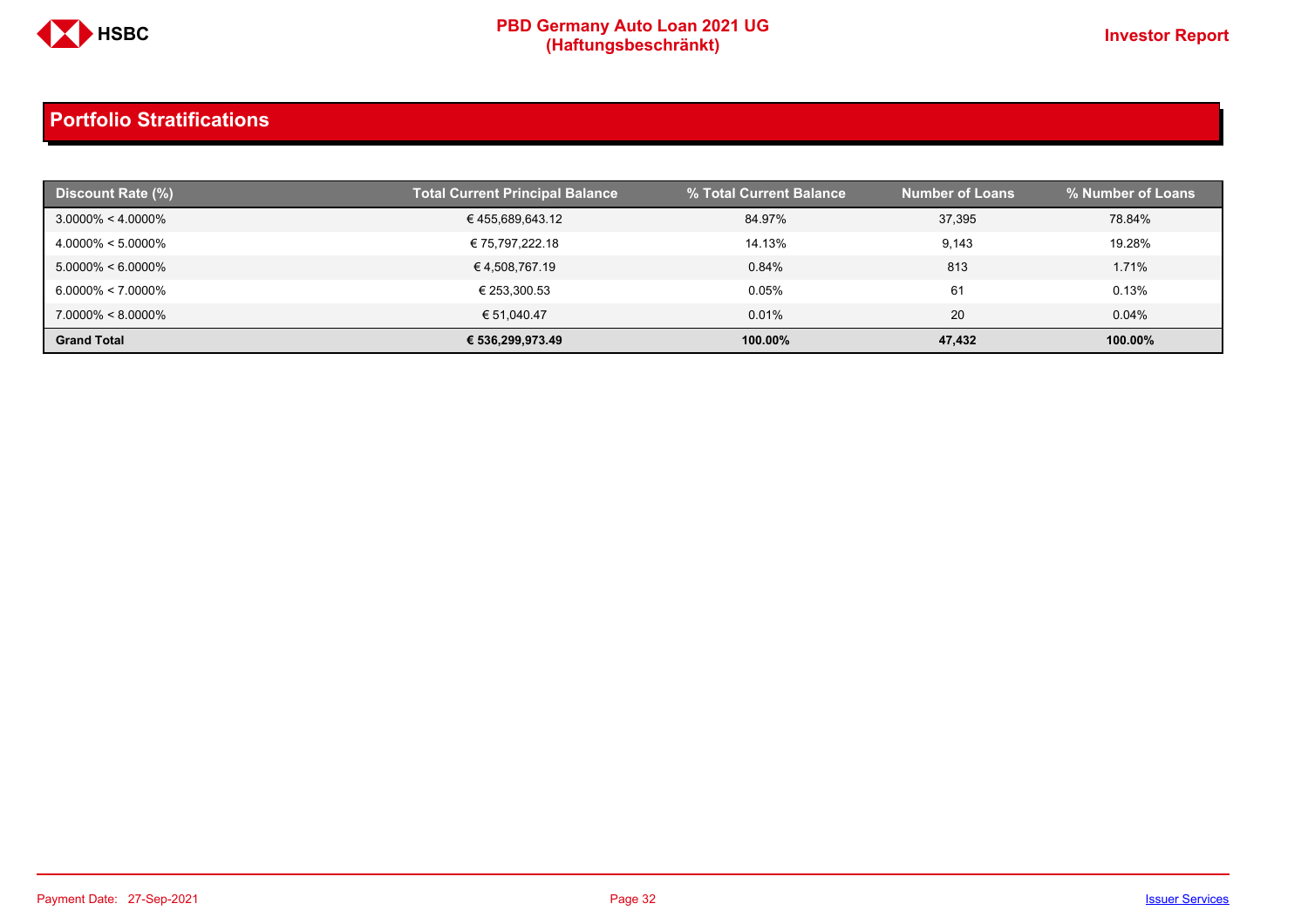## Portfolio Stratifications

| Discount Rate (%) | Total Current Principal Balance | % Total Current Balance | Number of Loans | % Number of Loans |
|---|---|---|---|---|
| 3.0000% < 4.0000% | € 455,689,643.12 | 84.97% | 37,395 | 78.84% |
| 4.0000% < 5.0000% | € 75,797,222.18 | 14.13% | 9,143 | 19.28% |
| 5.0000% < 6.0000% | € 4,508,767.19 | 0.84% | 813 | 1.71% |
| 6.0000% < 7.0000% | € 253,300.53 | 0.05% | 61 | 0.13% |
| 7.0000% < 8.0000% | € 51,040.47 | 0.01% | 20 | 0.04% |
| **Grand Total** | **€ 536,299,973.49** | **100.00%** | **47,432** | **100.00%** |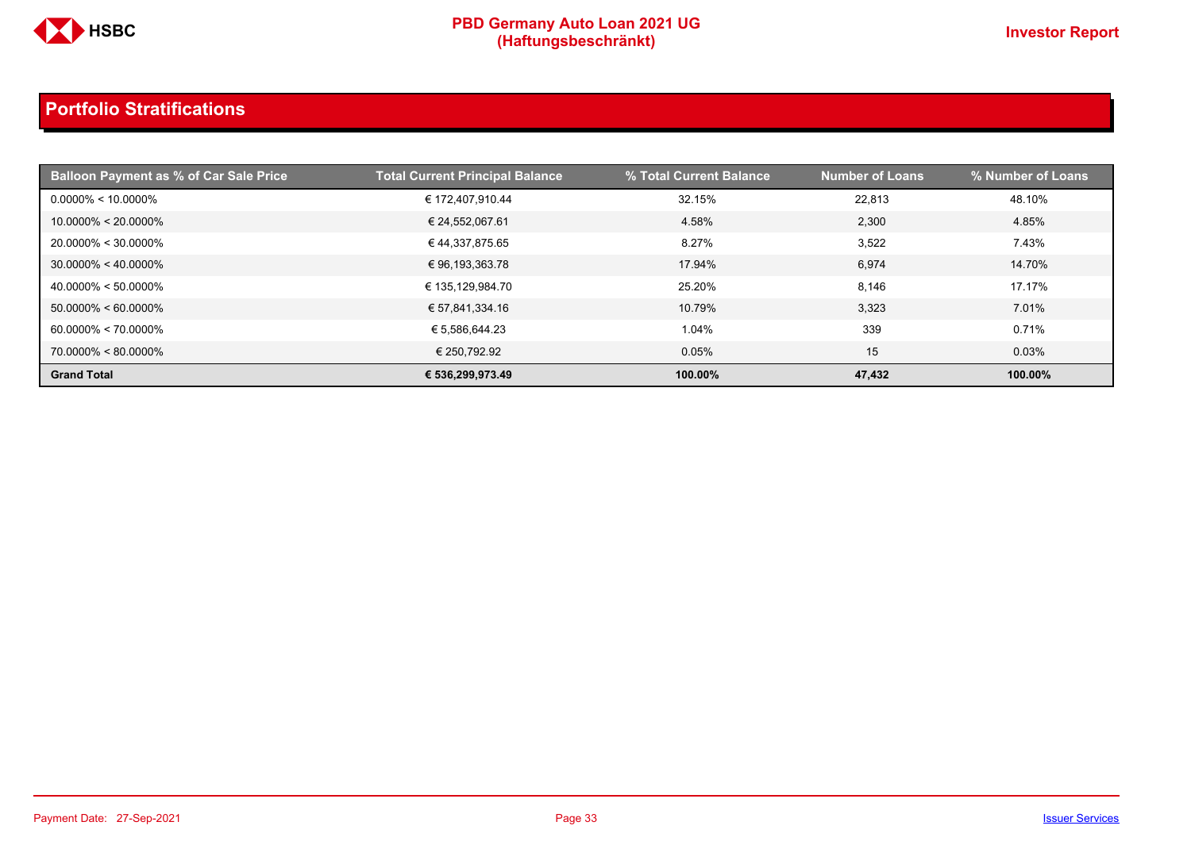## Portfolio Stratifications

| Balloon Payment as % of Car Sale Price | Total Current Principal Balance | % Total Current Balance | Number of Loans | % Number of Loans |
|---|---|---|---|---|
| 0.0000% < 10.0000% | € 172,407,910.44 | 32.15% | 22,813 | 48.10% |
| 10.0000% < 20.0000% | € 24,552,067.61 | 4.58% | 2,300 | 4.85% |
| 20.0000% < 30.0000% | € 44,337,875.65 | 8.27% | 3,522 | 7.43% |
| 30.0000% < 40.0000% | € 96,193,363.78 | 17.94% | 6,974 | 14.70% |
| 40.0000% < 50.0000% | € 135,129,984.70 | 25.20% | 8,146 | 17.17% |
| 50.0000% < 60.0000% | € 57,841,334.16 | 10.79% | 3,323 | 7.01% |
| 60.0000% < 70.0000% | € 5,586,644.23 | 1.04% | 339 | 0.71% |
| 70.0000% < 80.0000% | € 250,792.92 | 0.05% | 15 | 0.03% |
| **Grand Total** | **€ 536,299,973.49** | **100.00%** | **47,432** | **100.00%** |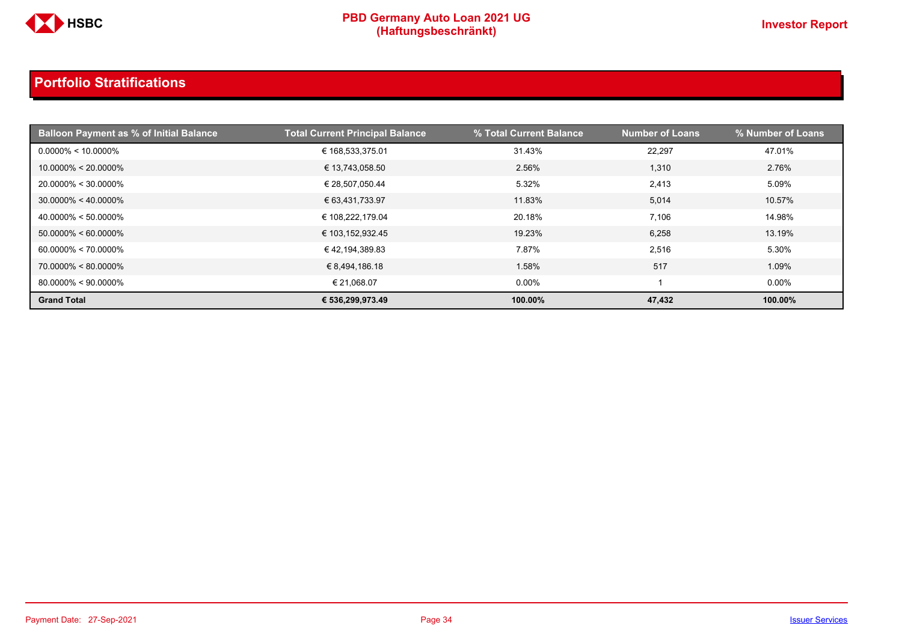## Portfolio Stratifications

| Balloon Payment as % of Initial Balance | Total Current Principal Balance | % Total Current Balance | Number of Loans | % Number of Loans |
|---|---|---|---|---|
| 0.0000% < 10.0000% | € 168,533,375.01 | 31.43% | 22,297 | 47.01% |
| 10.0000% < 20.0000% | € 13,743,058.50 | 2.56% | 1,310 | 2.76% |
| 20.0000% < 30.0000% | € 28,507,050.44 | 5.32% | 2,413 | 5.09% |
| 30.0000% < 40.0000% | € 63,431,733.97 | 11.83% | 5,014 | 10.57% |
| 40.0000% < 50.0000% | € 108,222,179.04 | 20.18% | 7,106 | 14.98% |
| 50.0000% < 60.0000% | € 103,152,932.45 | 19.23% | 6,258 | 13.19% |
| 60.0000% < 70.0000% | € 42,194,389.83 | 7.87% | 2,516 | 5.30% |
| 70.0000% < 80.0000% | € 8,494,186.18 | 1.58% | 517 | 1.09% |
| 80.0000% < 90.0000% | € 21,068.07 | 0.00% | 1 | 0.00% |
| **Grand Total** | **€ 536,299,973.49** | **100.00%** | **47,432** | **100.00%** |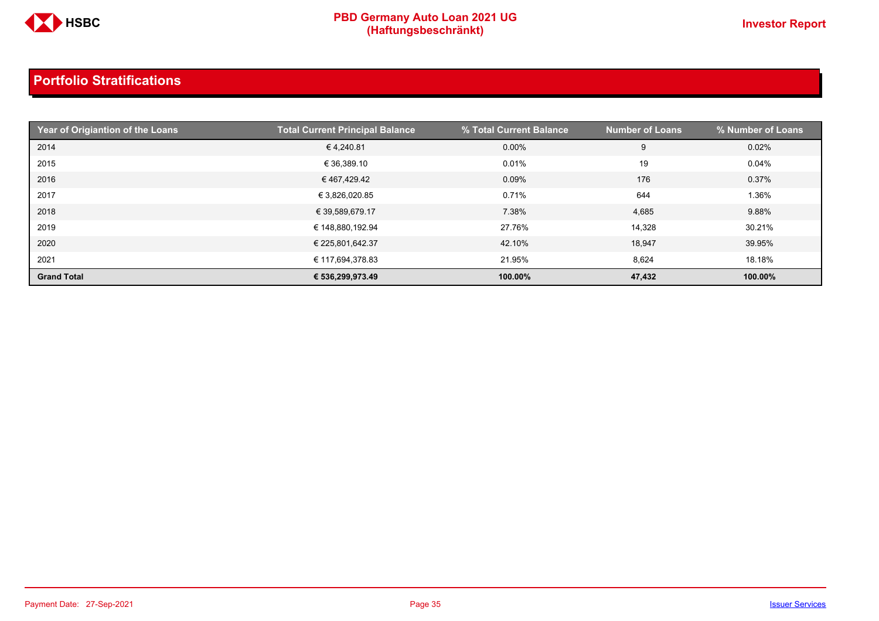## Portfolio Stratifications

| Year of Origiantion of the Loans | Total Current Principal Balance | % Total Current Balance | Number of Loans | % Number of Loans |
|---|---|---|---|---|
| 2014 | € 4,240.81 | 0.00% | 9 | 0.02% |
| 2015 | € 36,389.10 | 0.01% | 19 | 0.04% |
| 2016 | € 467,429.42 | 0.09% | 176 | 0.37% |
| 2017 | € 3,826,020.85 | 0.71% | 644 | 1.36% |
| 2018 | € 39,589,679.17 | 7.38% | 4,685 | 9.88% |
| 2019 | € 148,880,192.94 | 27.76% | 14,328 | 30.21% |
| 2020 | € 225,801,642.37 | 42.10% | 18,947 | 39.95% |
| 2021 | € 117,694,378.83 | 21.95% | 8,624 | 18.18% |
| **Grand Total** | **€ 536,299,973.49** | **100.00%** | **47,432** | **100.00%** |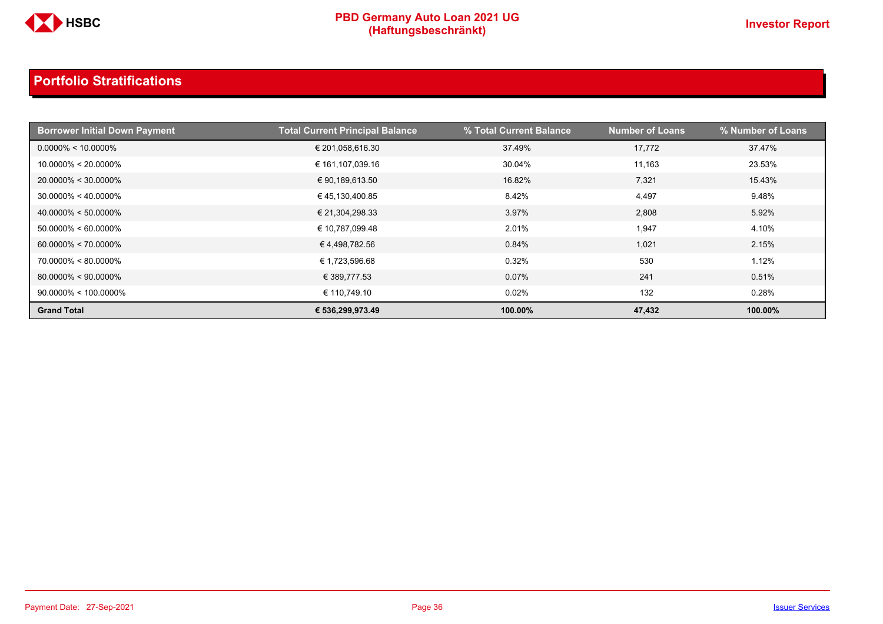## Portfolio Stratifications

| Borrower Initial Down Payment | Total Current Principal Balance | % Total Current Balance | Number of Loans | % Number of Loans |
|---|---|---|---|---|
| 0.0000% < 10.0000% | € 201,058,616.30 | 37.49% | 17,772 | 37.47% |
| 10.0000% < 20.0000% | € 161,107,039.16 | 30.04% | 11,163 | 23.53% |
| 20.0000% < 30.0000% | € 90,189,613.50 | 16.82% | 7,321 | 15.43% |
| 30.0000% < 40.0000% | € 45,130,400.85 | 8.42% | 4,497 | 9.48% |
| 40.0000% < 50.0000% | € 21,304,298.33 | 3.97% | 2,808 | 5.92% |
| 50.0000% < 60.0000% | € 10,787,099.48 | 2.01% | 1,947 | 4.10% |
| 60.0000% < 70.0000% | € 4,498,782.56 | 0.84% | 1,021 | 2.15% |
| 70.0000% < 80.0000% | € 1,723,596.68 | 0.32% | 530 | 1.12% |
| 80.0000% < 90.0000% | € 389,777.53 | 0.07% | 241 | 0.51% |
| 90.0000% < 100.0000% | € 110,749.10 | 0.02% | 132 | 0.28% |
| **Grand Total** | **€ 536,299,973.49** | **100.00%** | **47,432** | **100.00%** |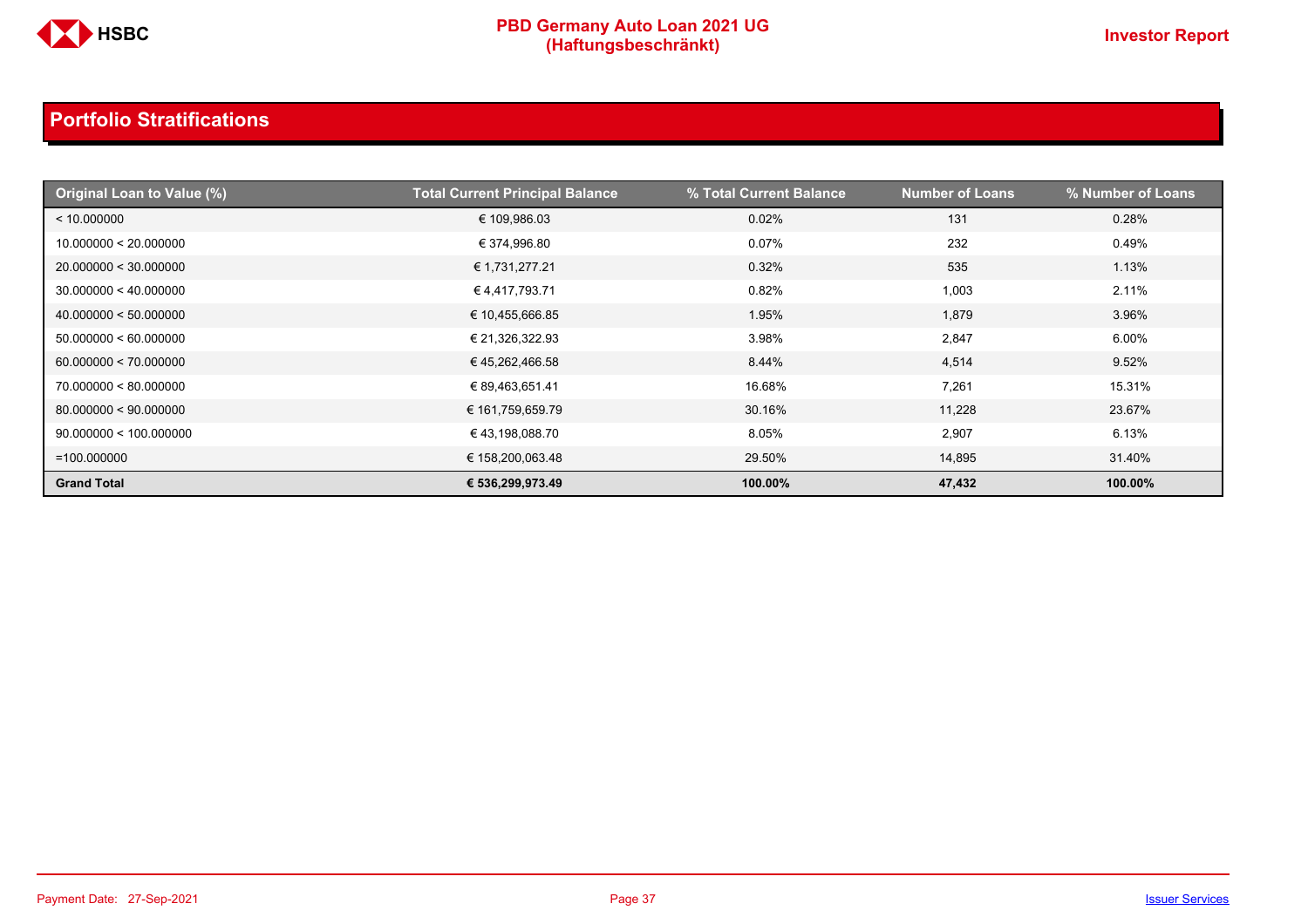## Portfolio Stratifications

| Original Loan to Value (%) | Total Current Principal Balance | % Total Current Balance | Number of Loans | % Number of Loans |
|---|---|---|---|---|
| < 10.000000 | € 109,986.03 | 0.02% | 131 | 0.28% |
| 10.000000 < 20.000000 | € 374,996.80 | 0.07% | 232 | 0.49% |
| 20.000000 < 30.000000 | € 1,731,277.21 | 0.32% | 535 | 1.13% |
| 30.000000 < 40.000000 | € 4,417,793.71 | 0.82% | 1,003 | 2.11% |
| 40.000000 < 50.000000 | € 10,455,666.85 | 1.95% | 1,879 | 3.96% |
| 50.000000 < 60.000000 | € 21,326,322.93 | 3.98% | 2,847 | 6.00% |
| 60.000000 < 70.000000 | € 45,262,466.58 | 8.44% | 4,514 | 9.52% |
| 70.000000 < 80.000000 | € 89,463,651.41 | 16.68% | 7,261 | 15.31% |
| 80.000000 < 90.000000 | € 161,759,659.79 | 30.16% | 11,228 | 23.67% |
| 90.000000 < 100.000000 | € 43,198,088.70 | 8.05% | 2,907 | 6.13% |
| =100.000000 | € 158,200,063.48 | 29.50% | 14,895 | 31.40% |
| **Grand Total** | **€ 536,299,973.49** | **100.00%** | **47,432** | **100.00%** |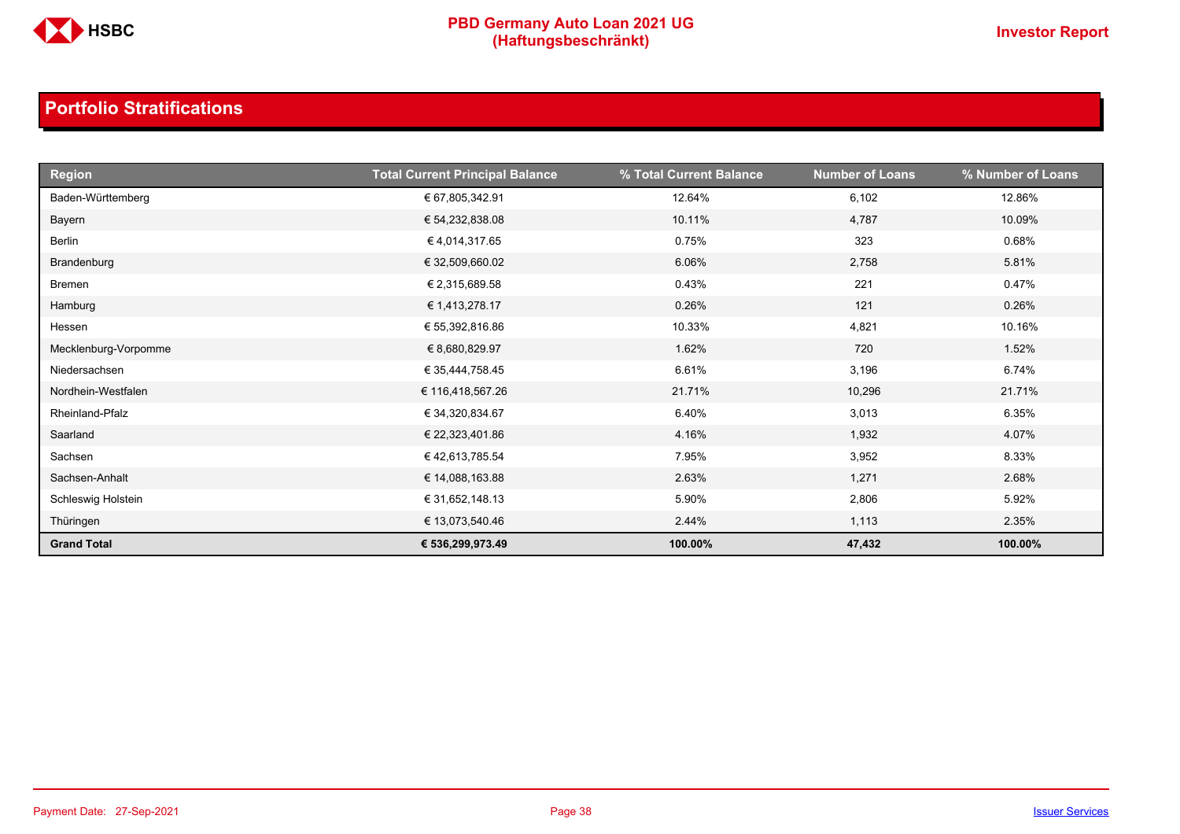## Portfolio Stratifications

| Region | Total Current Principal Balance | % Total Current Balance | Number of Loans | % Number of Loans |
|---|---|---|---|---|
| Baden-Württemberg | € 67,805,342.91 | 12.64% | 6,102 | 12.86% |
| Bayern | € 54,232,838.08 | 10.11% | 4,787 | 10.09% |
| Berlin | € 4,014,317.65 | 0.75% | 323 | 0.68% |
| Brandenburg | € 32,509,660.02 | 6.06% | 2,758 | 5.81% |
| Bremen | € 2,315,689.58 | 0.43% | 221 | 0.47% |
| Hamburg | € 1,413,278.17 | 0.26% | 121 | 0.26% |
| Hessen | € 55,392,816.86 | 10.33% | 4,821 | 10.16% |
| Mecklenburg-Vorpomme | € 8,680,829.97 | 1.62% | 720 | 1.52% |
| Niedersachsen | € 35,444,758.45 | 6.61% | 3,196 | 6.74% |
| Nordhein-Westfalen | € 116,418,567.26 | 21.71% | 10,296 | 21.71% |
| Rheinland-Pfalz | € 34,320,834.67 | 6.40% | 3,013 | 6.35% |
| Saarland | € 22,323,401.86 | 4.16% | 1,932 | 4.07% |
| Sachsen | € 42,613,785.54 | 7.95% | 3,952 | 8.33% |
| Sachsen-Anhalt | € 14,088,163.88 | 2.63% | 1,271 | 2.68% |
| Schleswig Holstein | € 31,652,148.13 | 5.90% | 2,806 | 5.92% |
| Thüringen | € 13,073,540.46 | 2.44% | 1,113 | 2.35% |
| **Grand Total** | **€ 536,299,973.49** | **100.00%** | **47,432** | **100.00%** |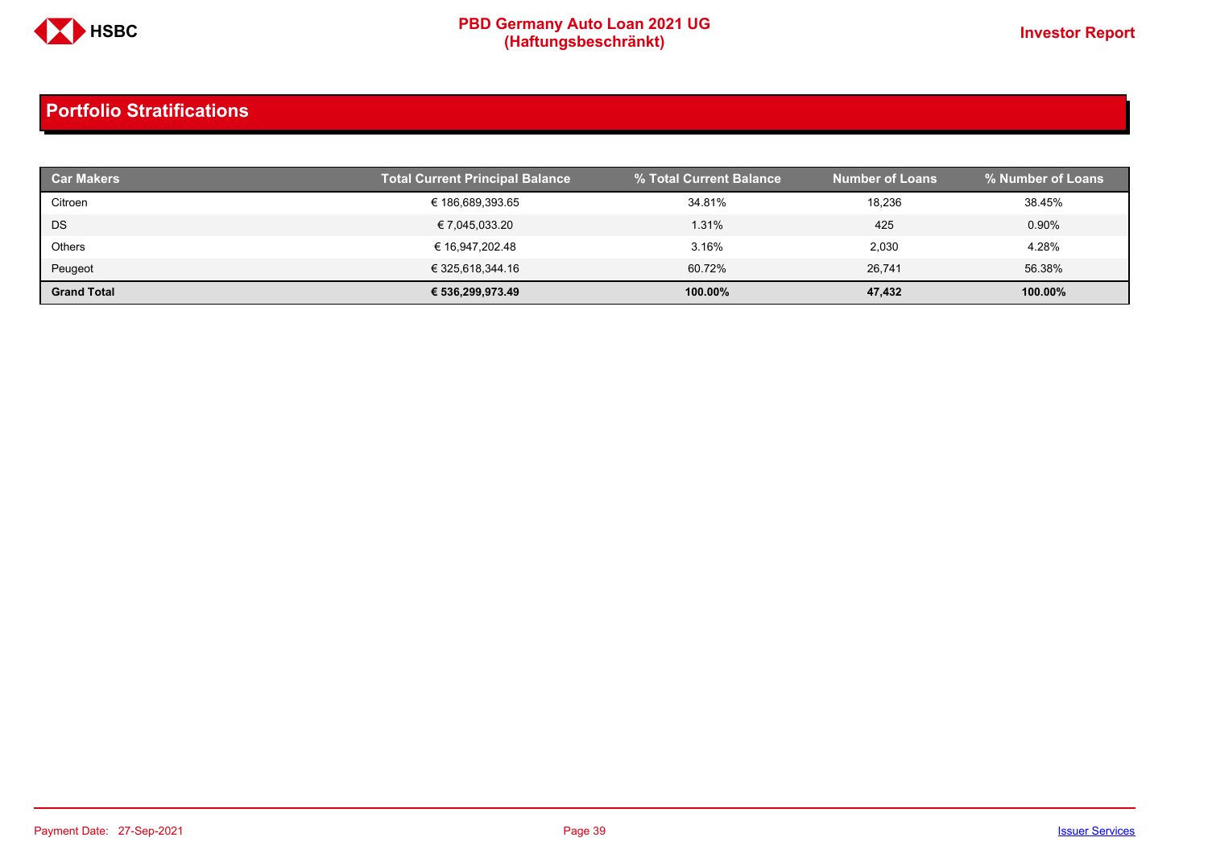## Portfolio Stratifications

| Car Makers | Total Current Principal Balance | % Total Current Balance | Number of Loans | % Number of Loans |
|---|---|---|---|---|
| Citroen | € 186,689,393.65 | 34.81% | 18,236 | 38.45% |
| DS | € 7,045,033.20 | 1.31% | 425 | 0.90% |
| Others | € 16,947,202.48 | 3.16% | 2,030 | 4.28% |
| Peugeot | € 325,618,344.16 | 60.72% | 26,741 | 56.38% |
| **Grand Total** | **€ 536,299,973.49** | **100.00%** | **47,432** | **100.00%** |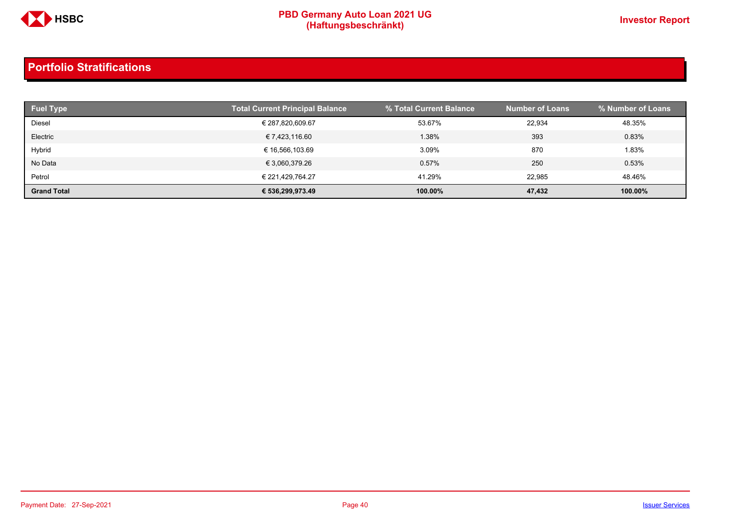## Portfolio Stratifications

| Fuel Type | Total Current Principal Balance | % Total Current Balance | Number of Loans | % Number of Loans |
|---|---|---|---|---|
| Diesel | € 287,820,609.67 | 53.67% | 22,934 | 48.35% |
| Electric | € 7,423,116.60 | 1.38% | 393 | 0.83% |
| Hybrid | € 16,566,103.69 | 3.09% | 870 | 1.83% |
| No Data | € 3,060,379.26 | 0.57% | 250 | 0.53% |
| Petrol | € 221,429,764.27 | 41.29% | 22,985 | 48.46% |
| **Grand Total** | **€ 536,299,973.49** | **100.00%** | **47,432** | **100.00%** |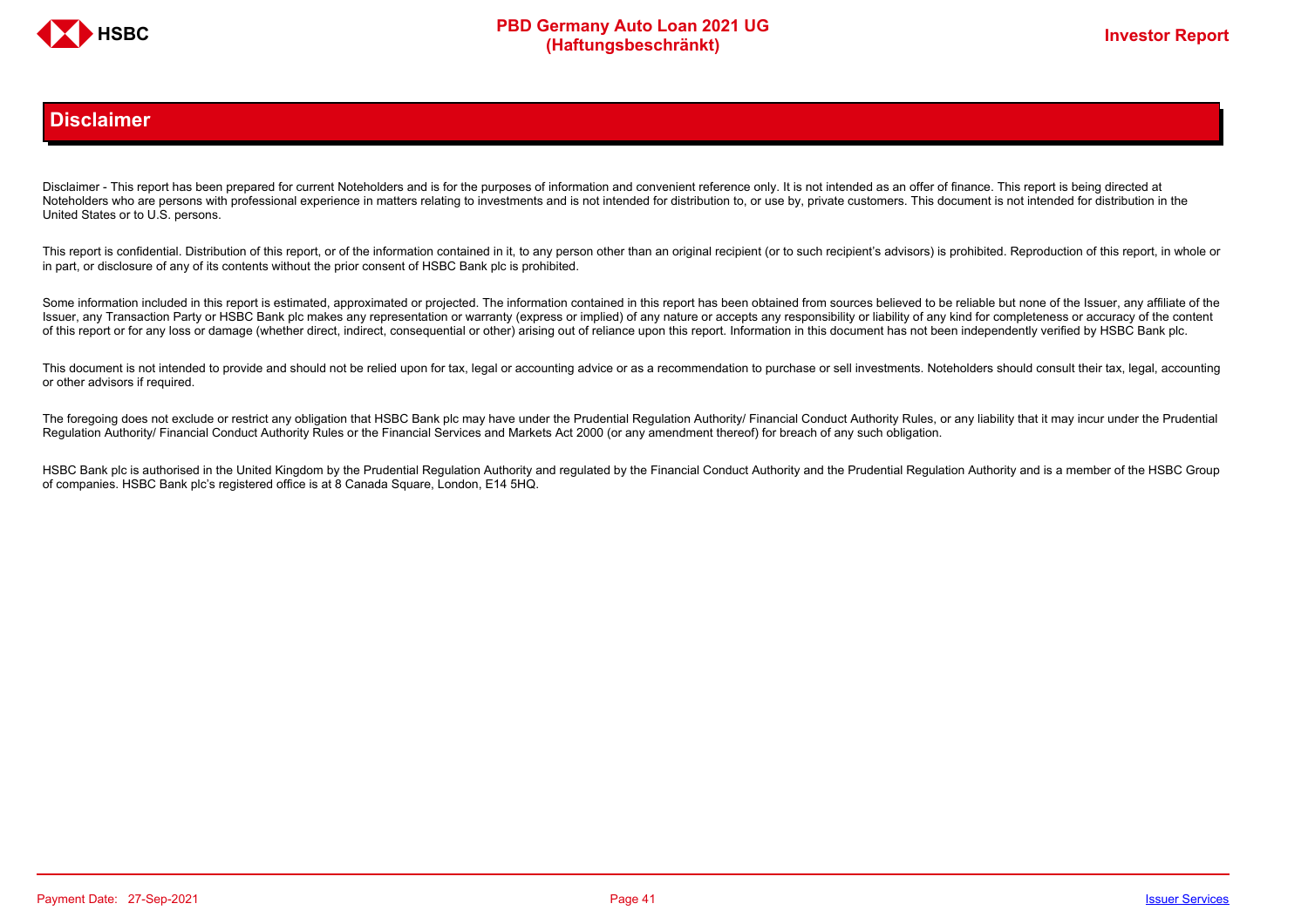## Disclaimer

Disclaimer - This report has been prepared for current Noteholders and is for the purposes of information and convenient reference only. It is not intended as an offer of finance. This report is being directed at Noteholders who are persons with professional experience in matters relating to investments and is not intended for distribution to, or use by, private customers. This document is not intended for distribution in the United States or to U.S. persons.

This report is confidential. Distribution of this report, or of the information contained in it, to any person other than an original recipient (or to such recipient's advisors) is prohibited. Reproduction of this report, in whole or in part, or disclosure of any of its contents without the prior consent of HSBC Bank plc is prohibited.

Some information included in this report is estimated, approximated or projected. The information contained in this report has been obtained from sources believed to be reliable but none of the Issuer, any affiliate of the Issuer, any Transaction Party or HSBC Bank plc makes any representation or warranty (express or implied) of any nature or accepts any responsibility or liability of any kind for completeness or accuracy of the content of this report or for any loss or damage (whether direct, indirect, consequential or other) arising out of reliance upon this report. Information in this document has not been independently verified by HSBC Bank plc.

This document is not intended to provide and should not be relied upon for tax, legal or accounting advice or as a recommendation to purchase or sell investments. Noteholders should consult their tax, legal, accounting or other advisors if required.

The foregoing does not exclude or restrict any obligation that HSBC Bank plc may have under the Prudential Regulation Authority/ Financial Conduct Authority Rules, or any liability that it may incur under the Prudential Regulation Authority/ Financial Conduct Authority Rules or the Financial Services and Markets Act 2000 (or any amendment thereof) for breach of any such obligation.

HSBC Bank plc is authorised in the United Kingdom by the Prudential Regulation Authority and regulated by the Financial Conduct Authority and the Prudential Regulation Authority and is a member of the HSBC Group of companies. HSBC Bank plc's registered office is at 8 Canada Square, London, E14 5HQ.